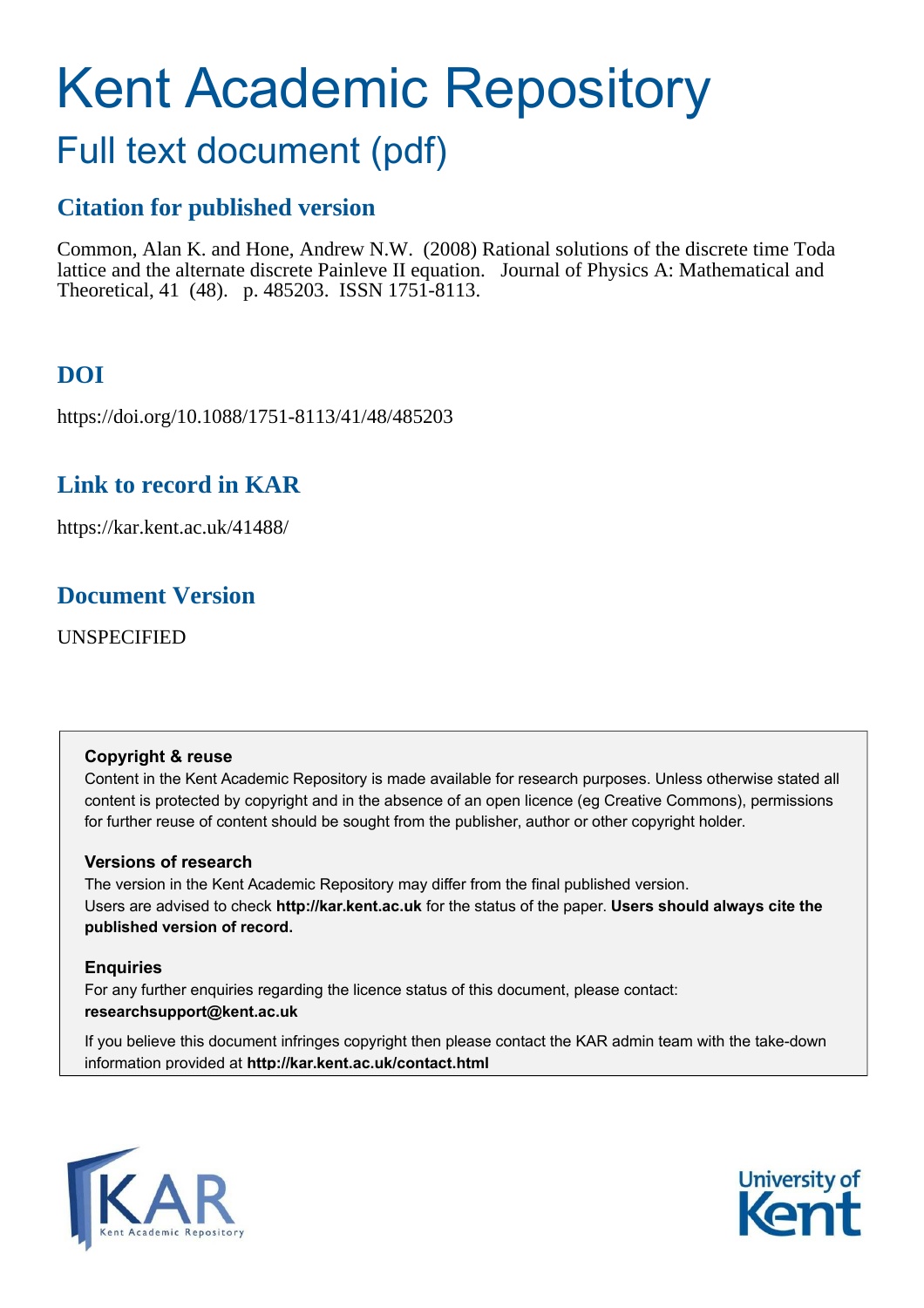# Kent Academic Repository

## Full text document (pdf)

## Citation for published version

Common, Alan K. and Hone, Andrew N.W. (2008) Rational solutions of the discrete time Toda lattice and the alternate discrete Painleve II equation. Journal of Physics A: Mathematical and Theoretical, 41 (48). p. 485203. ISSN 1751-8113.

## DOI

https://doi.org/10.1088/1751-8113/41/48/485203

## Link to record in KAR

https://kar.kent.ac.uk/41488/

## Document Version

UNSPECIFIED

**Copyright & reuse**

Content in the Kent Academic Repository is made available for research purposes. Unless otherwise stated all content is protected by copyright and in the absence of an open licence (eg Creative Commons), permissions for further reuse of content should be sought from the publisher, author or other copyright holder.

**Versions of research**

The version in the Kent Academic Repository may differ from the final published version. Users are advised to check **http://kar.kent.ac.uk** for the status of the paper. **Users should always cite the published version of record.**

**Enquiries**

For any further enquiries regarding the licence status of this document, please contact: **researchsupport@kent.ac.uk**

If you believe this document infringes copyright then please contact the KAR admin team with the take-down information provided at **http://kar.kent.ac.uk/contact.html**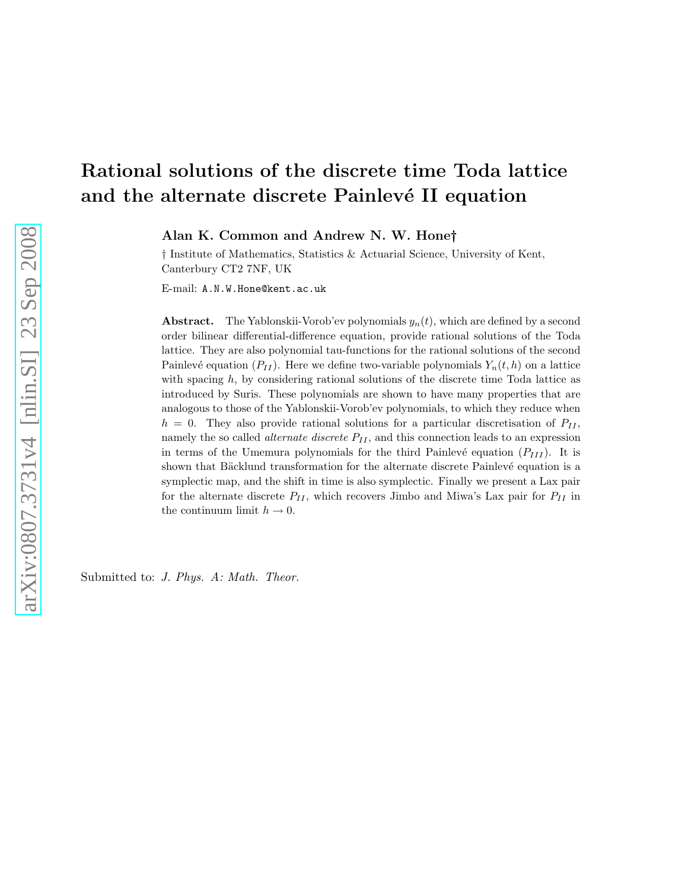# Rational solutions of the discrete time Toda lattice and the alternate discrete Painlevé II equation

**Alan K. Common and Andrew N. W. Hone†**

† Institute of Mathematics, Statistics & Actuarial Science, University of Kent, Canterbury CT2 7NF, UK

E-mail: `A.N.W.Hone@kent.ac.uk`

**Abstract.** The Yablonskii-Vorob'ev polynomials $y_n(t)$, which are defined by a second order bilinear differential-difference equation, provide rational solutions of the Toda lattice. They are also polynomial tau-functions for the rational solutions of the second Painlevé equation ($P_{II}$). Here we define two-variable polynomials $Y_n(t,h)$ on a lattice with spacing $h$, by considering rational solutions of the discrete time Toda lattice as introduced by Suris. These polynomials are shown to have many properties that are analogous to those of the Yablonskii-Vorob'ev polynomials, to which they reduce when $h = 0$. They also provide rational solutions for a particular discretisation of $P_{II}$, namely the so called *alternate discrete* $P_{II}$, and this connection leads to an expression in terms of the Umemura polynomials for the third Painlevé equation ($P_{III}$). It is shown that Bäcklund transformation for the alternate discrete Painlevé equation is a symplectic map, and the shift in time is also symplectic. Finally we present a Lax pair for the alternate discrete $P_{II}$, which recovers Jimbo and Miwa's Lax pair for $P_{II}$ in the continuum limit $h \to 0$.

Submitted to: *J. Phys. A: Math. Theor.*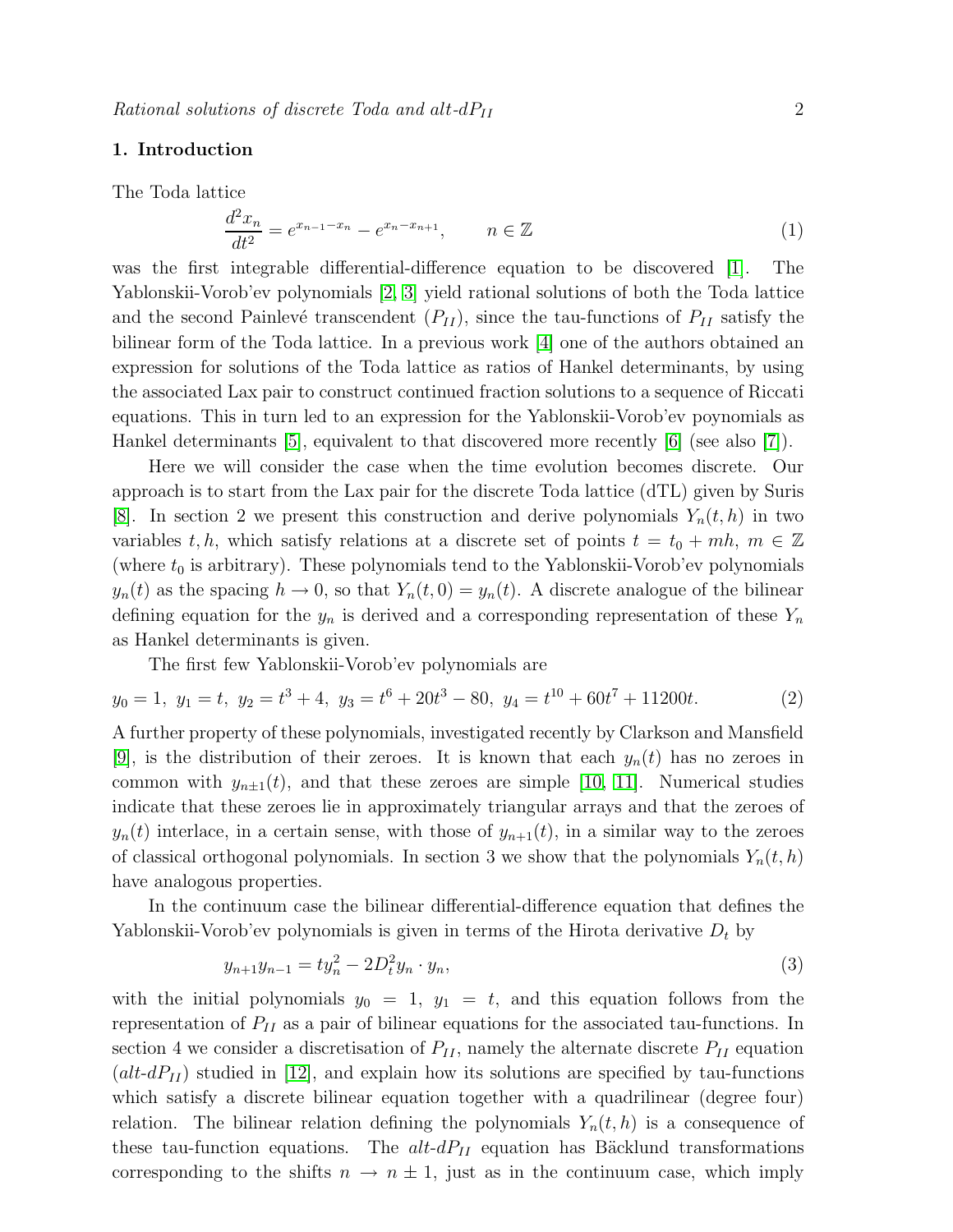## 1. Introduction

The Toda lattice

$$\frac{d^2 x_n}{dt^2} = e^{x_{n-1}-x_n} - e^{x_n - x_{n+1}}, \qquad n \in \mathbb{Z} \tag{1}$$

was the first integrable differential-difference equation to be discovered [1]. The Yablonskii-Vorob'ev polynomials [2, 3] yield rational solutions of both the Toda lattice and the second Painlevé transcendent ($P_{II}$), since the tau-functions of $P_{II}$ satisfy the bilinear form of the Toda lattice. In a previous work [4] one of the authors obtained an expression for solutions of the Toda lattice as ratios of Hankel determinants, by using the associated Lax pair to construct continued fraction solutions to a sequence of Riccati equations. This in turn led to an expression for the Yablonskii-Vorob'ev poynomials as Hankel determinants [5], equivalent to that discovered more recently [6] (see also [7]).

Here we will consider the case when the time evolution becomes discrete. Our approach is to start from the Lax pair for the discrete Toda lattice (dTL) given by Suris [8]. In section 2 we present this construction and derive polynomials $Y_n(t, h)$ in two variables $t, h$, which satisfy relations at a discrete set of points $t = t_0 + mh$, $m \in \mathbb{Z}$ (where $t_0$ is arbitrary). These polynomials tend to the Yablonskii-Vorob'ev polynomials $y_n(t)$ as the spacing $h \to 0$, so that $Y_n(t, 0) = y_n(t)$. A discrete analogue of the bilinear defining equation for the $y_n$ is derived and a corresponding representation of these $Y_n$ as Hankel determinants is given.

The first few Yablonskii-Vorob'ev polynomials are

$$y_0 = 1,\ y_1 = t,\ y_2 = t^3 + 4,\ y_3 = t^6 + 20t^3 - 80,\ y_4 = t^{10} + 60t^7 + 11200t. \tag{2}$$

A further property of these polynomials, investigated recently by Clarkson and Mansfield [9], is the distribution of their zeroes. It is known that each $y_n(t)$ has no zeroes in common with $y_{n\pm1}(t)$, and that these zeroes are simple [10, 11]. Numerical studies indicate that these zeroes lie in approximately triangular arrays and that the zeroes of $y_n(t)$ interlace, in a certain sense, with those of $y_{n+1}(t)$, in a similar way to the zeroes of classical orthogonal polynomials. In section 3 we show that the polynomials $Y_n(t, h)$ have analogous properties.

In the continuum case the bilinear differential-difference equation that defines the Yablonskii-Vorob'ev polynomials is given in terms of the Hirota derivative $D_t$ by

$$y_{n+1}y_{n-1} = ty_n^2 - 2D_t^2 y_n \cdot y_n, \tag{3}$$

with the initial polynomials $y_0 = 1$, $y_1 = t$, and this equation follows from the representation of $P_{II}$ as a pair of bilinear equations for the associated tau-functions. In section 4 we consider a discretisation of $P_{II}$, namely the alternate discrete $P_{II}$ equation (*alt-dP$_{II}$*) studied in [12], and explain how its solutions are specified by tau-functions which satisfy a discrete bilinear equation together with a quadrilinear (degree four) relation. The bilinear relation defining the polynomials $Y_n(t, h)$ is a consequence of these tau-function equations. The *alt-dP$_{II}$* equation has Bäcklund transformations corresponding to the shifts $n \to n \pm 1$, just as in the continuum case, which imply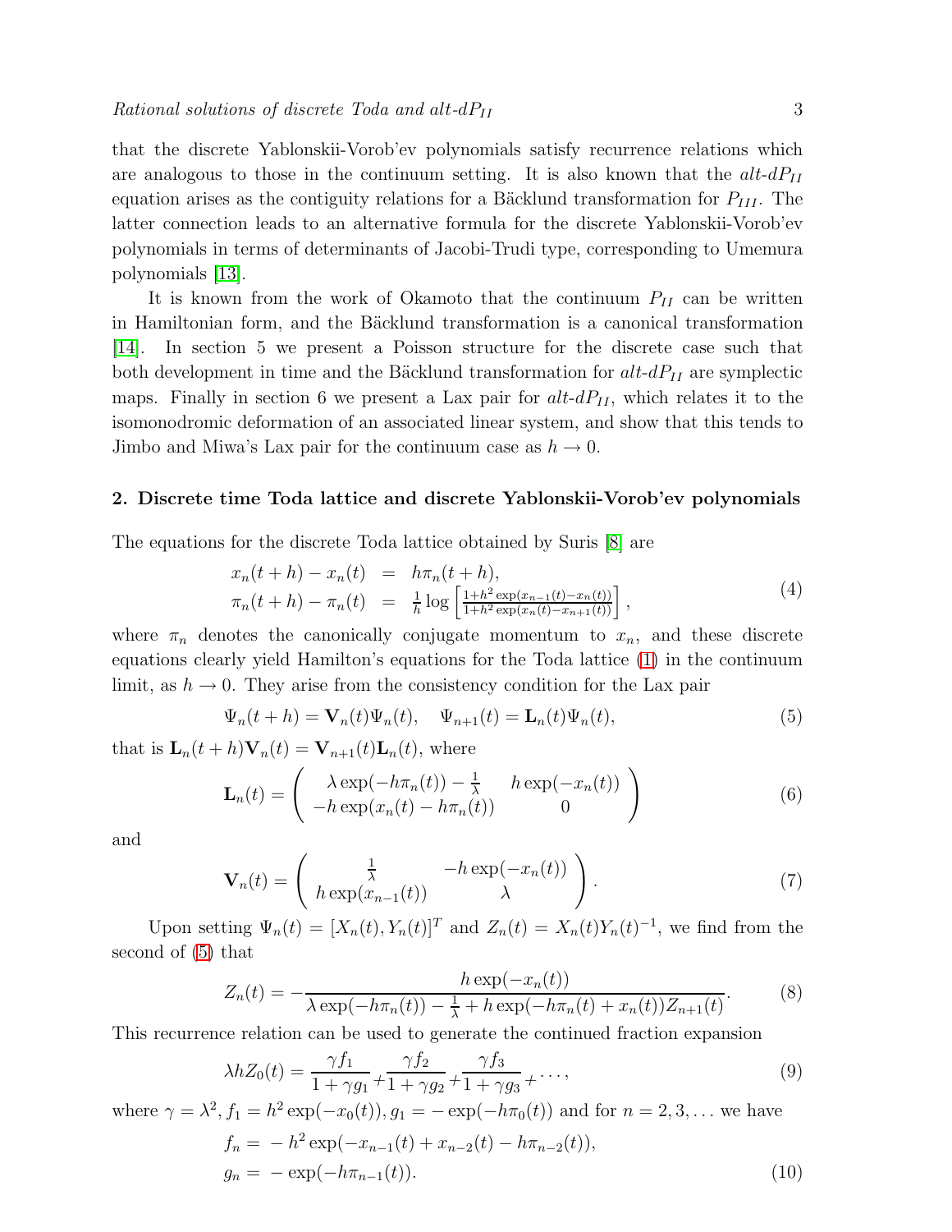that the discrete Yablonskii-Vorob'ev polynomials satisfy recurrence relations which are analogous to those in the continuum setting. It is also known that the *alt-dP*$_{II}$ equation arises as the contiguity relations for a Bäcklund transformation for $P_{III}$. The latter connection leads to an alternative formula for the discrete Yablonskii-Vorob'ev polynomials in terms of determinants of Jacobi-Trudi type, corresponding to Umemura polynomials [13].

It is known from the work of Okamoto that the continuum $P_{II}$ can be written in Hamiltonian form, and the Bäcklund transformation is a canonical transformation [14]. In section 5 we present a Poisson structure for the discrete case such that both development in time and the Bäcklund transformation for *alt-dP*$_{II}$ are symplectic maps. Finally in section 6 we present a Lax pair for *alt-dP*$_{II}$, which relates it to the isomonodromic deformation of an associated linear system, and show that this tends to Jimbo and Miwa's Lax pair for the continuum case as $h \to 0$.

## 2. Discrete time Toda lattice and discrete Yablonskii-Vorob'ev polynomials

The equations for the discrete Toda lattice obtained by Suris [8] are

$$
\begin{aligned}
x_n(t+h) - x_n(t) &= h\pi_n(t+h), \\
\pi_n(t+h) - \pi_n(t) &= \frac{1}{h}\log\left[\frac{1+h^2\exp(x_{n-1}(t)-x_n(t))}{1+h^2\exp(x_n(t)-x_{n+1}(t))}\right],
\end{aligned}
\tag{4}
$$

where $\pi_n$ denotes the canonically conjugate momentum to $x_n$, and these discrete equations clearly yield Hamilton's equations for the Toda lattice (1) in the continuum limit, as $h \to 0$. They arise from the consistency condition for the Lax pair

$$
\Psi_n(t+h) = \mathbf{V}_n(t)\Psi_n(t), \quad \Psi_{n+1}(t) = \mathbf{L}_n(t)\Psi_n(t),
\tag{5}
$$

that is $\mathbf{L}_n(t+h)\mathbf{V}_n(t) = \mathbf{V}_{n+1}(t)\mathbf{L}_n(t)$, where

$$
\mathbf{L}_n(t) = \begin{pmatrix} \lambda\exp(-h\pi_n(t)) - \frac{1}{\lambda} & h\exp(-x_n(t)) \\ -h\exp(x_n(t) - h\pi_n(t)) & 0 \end{pmatrix}
\tag{6}
$$

and

$$
\mathbf{V}_n(t) = \begin{pmatrix} \frac{1}{\lambda} & -h\exp(-x_n(t)) \\ h\exp(x_{n-1}(t)) & \lambda \end{pmatrix}.
\tag{7}
$$

Upon setting $\Psi_n(t) = [X_n(t), Y_n(t)]^T$ and $Z_n(t) = X_n(t)Y_n(t)^{-1}$, we find from the second of (5) that

$$
Z_n(t) = -\frac{h\exp(-x_n(t))}{\lambda\exp(-h\pi_n(t)) - \frac{1}{\lambda} + h\exp(-h\pi_n(t) + x_n(t))Z_{n+1}(t)}.
\tag{8}
$$

This recurrence relation can be used to generate the continued fraction expansion

$$
\lambda h Z_0(t) = \frac{\gamma f_1}{1+\gamma g_1} + \frac{\gamma f_2}{1+\gamma g_2} + \frac{\gamma f_3}{1+\gamma g_3} + \cdots,
\tag{9}
$$

where $\gamma = \lambda^2$, $f_1 = h^2\exp(-x_0(t))$, $g_1 = -\exp(-h\pi_0(t))$ and for $n = 2, 3, \ldots$ we have

$$
\begin{aligned}
f_n &= -h^2\exp(-x_{n-1}(t) + x_{n-2}(t) - h\pi_{n-2}(t)), \\
g_n &= -\exp(-h\pi_{n-1}(t)).
\end{aligned}
\tag{10}
$$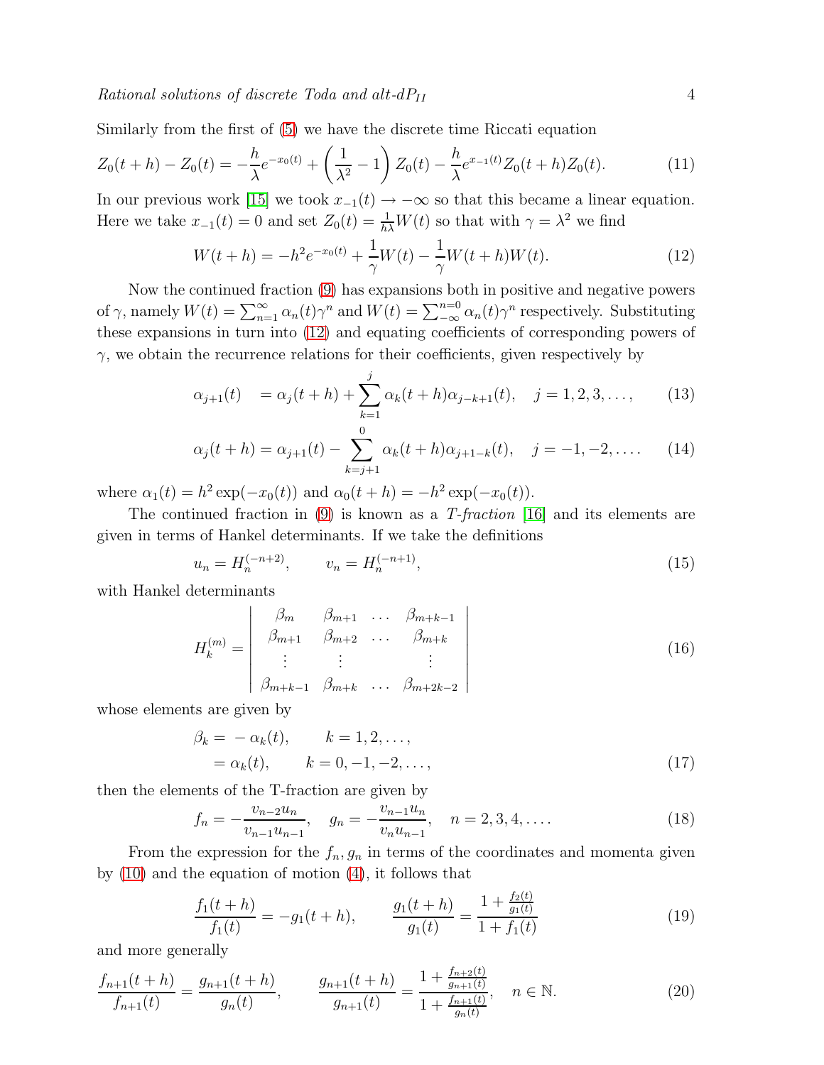Similarly from the first of (5) we have the discrete time Riccati equation

$$Z_0(t+h) - Z_0(t) = -\frac{h}{\lambda}e^{-x_0(t)} + \left(\frac{1}{\lambda^2} - 1\right) Z_0(t) - \frac{h}{\lambda}e^{x_{-1}(t)} Z_0(t+h) Z_0(t). \tag{11}$$

In our previous work [15] we took $x_{-1}(t) \to -\infty$ so that this became a linear equation. Here we take $x_{-1}(t) = 0$ and set $Z_0(t) = \frac{1}{h\lambda}W(t)$ so that with $\gamma = \lambda^2$ we find

$$W(t+h) = -h^2 e^{-x_0(t)} + \frac{1}{\gamma}W(t) - \frac{1}{\gamma}W(t+h)W(t). \tag{12}$$

Now the continued fraction (9) has expansions both in positive and negative powers of $\gamma$, namely $W(t) = \sum_{n=1}^{\infty} \alpha_n(t)\gamma^n$ and $W(t) = \sum_{-\infty}^{n=0} \alpha_n(t)\gamma^n$ respectively. Substituting these expansions in turn into (12) and equating coefficients of corresponding powers of $\gamma$, we obtain the recurrence relations for their coefficients, given respectively by

$$\alpha_{j+1}(t) \quad = \alpha_j(t+h) + \sum_{k=1}^{j} \alpha_k(t+h)\alpha_{j-k+1}(t), \quad j = 1, 2, 3, \ldots, \tag{13}$$

$$\alpha_j(t+h) = \alpha_{j+1}(t) - \sum_{k=j+1}^{0} \alpha_k(t+h)\alpha_{j+1-k}(t), \quad j = -1, -2, \ldots. \tag{14}$$

where $\alpha_1(t) = h^2 \exp(-x_0(t))$ and $\alpha_0(t+h) = -h^2 \exp(-x_0(t))$.

The continued fraction in (9) is known as a *T-fraction* [16] and its elements are given in terms of Hankel determinants. If we take the definitions

$$u_n = H_n^{(-n+2)}, \qquad v_n = H_n^{(-n+1)}, \tag{15}$$

with Hankel determinants

$$H_k^{(m)} = \begin{vmatrix} \beta_m & \beta_{m+1} & \ldots & \beta_{m+k-1} \\ \beta_{m+1} & \beta_{m+2} & \ldots & \beta_{m+k} \\ \vdots & \vdots & & \vdots \\ \beta_{m+k-1} & \beta_{m+k} & \ldots & \beta_{m+2k-2} \end{vmatrix} \tag{16}$$

whose elements are given by

$$\begin{aligned} \beta_k &= -\alpha_k(t), \qquad k = 1, 2, \ldots, \\ &= \alpha_k(t), \qquad k = 0, -1, -2, \ldots, \end{aligned} \tag{17}$$

then the elements of the T-fraction are given by

$$f_n = -\frac{v_{n-2}u_n}{v_{n-1}u_{n-1}}, \quad g_n = -\frac{v_{n-1}u_n}{v_n u_{n-1}}, \quad n = 2, 3, 4, \ldots. \tag{18}$$

From the expression for the $f_n, g_n$ in terms of the coordinates and momenta given by (10) and the equation of motion (4), it follows that

$$\frac{f_1(t+h)}{f_1(t)} = -g_1(t+h), \qquad \frac{g_1(t+h)}{g_1(t)} = \frac{1 + \frac{f_2(t)}{g_1(t)}}{1 + f_1(t)} \tag{19}$$

and more generally

$$\frac{f_{n+1}(t+h)}{f_{n+1}(t)} = \frac{g_{n+1}(t+h)}{g_n(t)}, \qquad \frac{g_{n+1}(t+h)}{g_{n+1}(t)} = \frac{1 + \frac{f_{n+2}(t)}{g_{n+1}(t)}}{1 + \frac{f_{n+1}(t)}{g_n(t)}}, \quad n \in \mathbb{N}. \tag{20}$$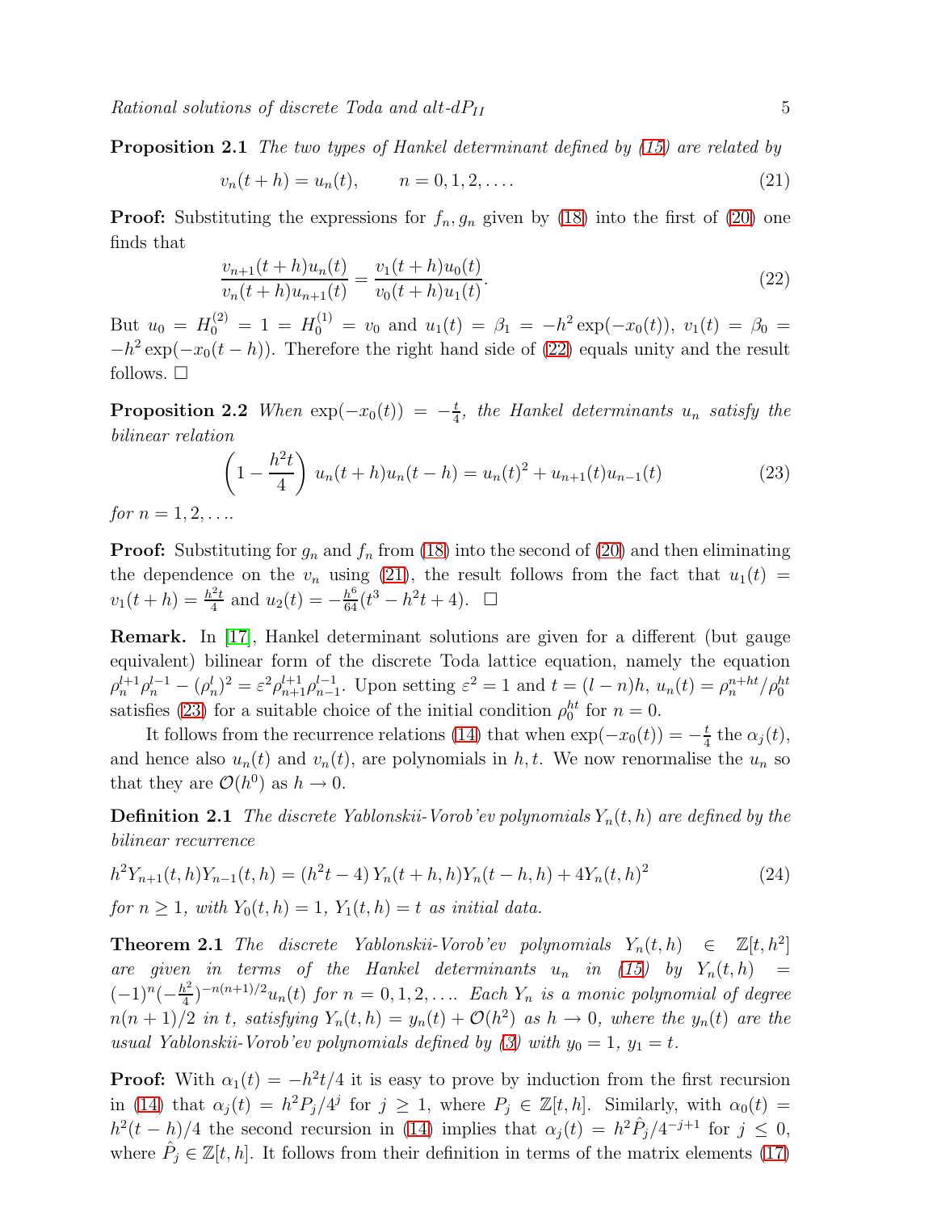**Proposition 2.1** *The two types of Hankel determinant defined by (15) are related by*

$$v_n(t+h) = u_n(t), \qquad n = 0, 1, 2, \ldots. \tag{21}$$

**Proof:** Substituting the expressions for $f_n, g_n$ given by (18) into the first of (20) one finds that

$$\frac{v_{n+1}(t+h)u_n(t)}{v_n(t+h)u_{n+1}(t)} = \frac{v_1(t+h)u_0(t)}{v_0(t+h)u_1(t)}. \tag{22}$$

But $u_0 = H_0^{(2)} = 1 = H_0^{(1)} = v_0$ and $u_1(t) = \beta_1 = -h^2 \exp(-x_0(t))$, $v_1(t) = \beta_0 = -h^2 \exp(-x_0(t-h))$. Therefore the right hand side of (22) equals unity and the result follows. □

**Proposition 2.2** *When $\exp(-x_0(t)) = -\frac{t}{4}$, the Hankel determinants $u_n$ satisfy the bilinear relation*

$$\left(1 - \frac{h^2 t}{4}\right) u_n(t+h)u_n(t-h) = u_n(t)^2 + u_{n+1}(t)u_{n-1}(t) \tag{23}$$

*for $n = 1, 2, \ldots$.*

**Proof:** Substituting for $g_n$ and $f_n$ from (18) into the second of (20) and then eliminating the dependence on the $v_n$ using (21), the result follows from the fact that $u_1(t) = v_1(t+h) = \frac{h^2 t}{4}$ and $u_2(t) = -\frac{h^6}{64}(t^3 - h^2 t + 4)$. □

**Remark.** In [17], Hankel determinant solutions are given for a different (but gauge equivalent) bilinear form of the discrete Toda lattice equation, namely the equation $\rho_n^{l+1}\rho_n^{l-1} - (\rho_n^l)^2 = \varepsilon^2 \rho_{n+1}^{l+1}\rho_{n-1}^{l-1}$. Upon setting $\varepsilon^2 = 1$ and $t = (l-n)h$, $u_n(t) = \rho_n^{n+ht}/\rho_0^{ht}$ satisfies (23) for a suitable choice of the initial condition $\rho_0^{ht}$ for $n = 0$.

It follows from the recurrence relations (14) that when $\exp(-x_0(t)) = -\frac{t}{4}$ the $\alpha_j(t)$, and hence also $u_n(t)$ and $v_n(t)$, are polynomials in $h, t$. We now renormalise the $u_n$ so that they are $\mathcal{O}(h^0)$ as $h \to 0$.

**Definition 2.1** *The discrete Yablonskii-Vorob'ev polynomials $Y_n(t,h)$ are defined by the bilinear recurrence*

$$h^2 Y_{n+1}(t,h)Y_{n-1}(t,h) = (h^2 t - 4)\, Y_n(t+h,h)Y_n(t-h,h) + 4Y_n(t,h)^2 \tag{24}$$

*for $n \geq 1$, with $Y_0(t,h) = 1$, $Y_1(t,h) = t$ as initial data.*

**Theorem 2.1** *The discrete Yablonskii-Vorob'ev polynomials $Y_n(t,h) \in \mathbb{Z}[t,h^2]$ are given in terms of the Hankel determinants $u_n$ in (15) by $Y_n(t,h) = (-1)^n(-\frac{h^2}{4})^{-n(n+1)/2}u_n(t)$ for $n = 0, 1, 2, \ldots$. Each $Y_n$ is a monic polynomial of degree $n(n+1)/2$ in $t$, satisfying $Y_n(t,h) = y_n(t) + \mathcal{O}(h^2)$ as $h \to 0$, where the $y_n(t)$ are the usual Yablonskii-Vorob'ev polynomials defined by (3) with $y_0 = 1$, $y_1 = t$.*

**Proof:** With $\alpha_1(t) = -h^2 t/4$ it is easy to prove by induction from the first recursion in (14) that $\alpha_j(t) = h^2 P_j/4^j$ for $j \geq 1$, where $P_j \in \mathbb{Z}[t,h]$. Similarly, with $\alpha_0(t) = h^2(t-h)/4$ the second recursion in (14) implies that $\alpha_j(t) = h^2 \hat{P}_j/4^{-j+1}$ for $j \leq 0$, where $\hat{P}_j \in \mathbb{Z}[t,h]$. It follows from their definition in terms of the matrix elements (17)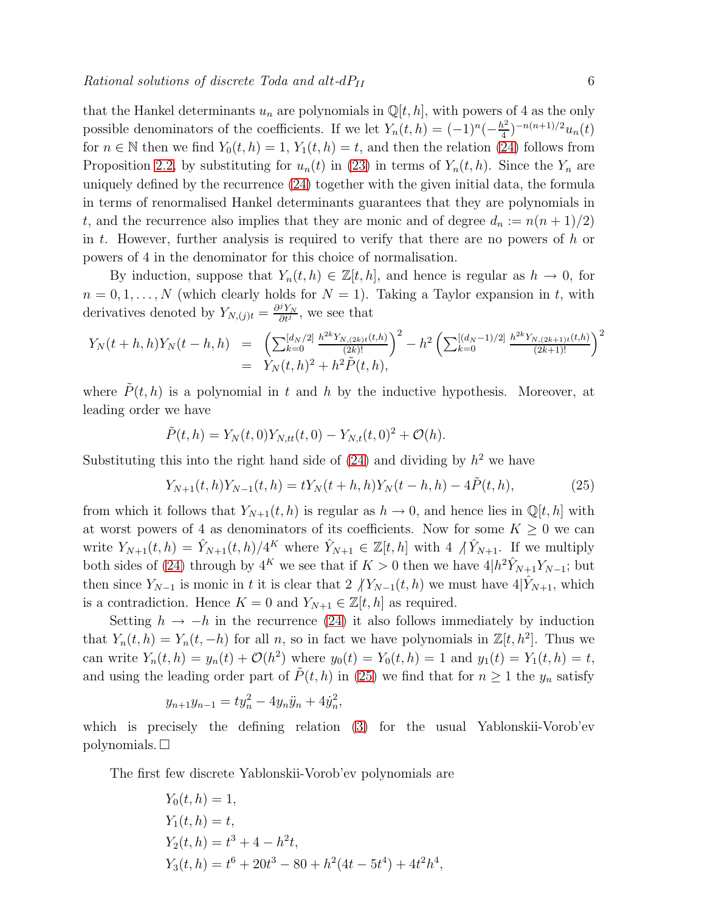that the Hankel determinants $u_n$ are polynomials in $\mathbb{Q}[t,h]$, with powers of 4 as the only possible denominators of the coefficients. If we let $Y_n(t,h) = (-1)^n(-\frac{h^2}{4})^{-n(n+1)/2}u_n(t)$ for $n \in \mathbb{N}$ then we find $Y_0(t,h) = 1$, $Y_1(t,h) = t$, and then the relation (24) follows from Proposition 2.2, by substituting for $u_n(t)$ in (23) in terms of $Y_n(t,h)$. Since the $Y_n$ are uniquely defined by the recurrence (24) together with the given initial data, the formula in terms of renormalised Hankel determinants guarantees that they are polynomials in $t$, and the recurrence also implies that they are monic and of degree $d_n := n(n+1)/2$ in $t$. However, further analysis is required to verify that there are no powers of $h$ or powers of 4 in the denominator for this choice of normalisation.

By induction, suppose that $Y_n(t,h) \in \mathbb{Z}[t,h]$, and hence is regular as $h \to 0$, for $n = 0, 1, \ldots, N$ (which clearly holds for $N = 1$). Taking a Taylor expansion in $t$, with derivatives denoted by $Y_{N,(j)t} = \frac{\partial^j Y_N}{\partial t^j}$, we see that

$$
\begin{aligned}
Y_N(t+h,h)Y_N(t-h,h) &= \left(\sum_{k=0}^{[d_N/2]} \frac{h^{2k}Y_{N,(2k)t}(t,h)}{(2k)!}\right)^2 - h^2\left(\sum_{k=0}^{[(d_N-1)/2]} \frac{h^{2k}Y_{N,(2k+1)t}(t,h)}{(2k+1)!}\right)^2 \\
&= Y_N(t,h)^2 + h^2\tilde{P}(t,h),
\end{aligned}
$$

where $\tilde{P}(t,h)$ is a polynomial in $t$ and $h$ by the inductive hypothesis. Moreover, at leading order we have

$$
\tilde{P}(t,h) = Y_N(t,0)Y_{N,tt}(t,0) - Y_{N,t}(t,0)^2 + \mathcal{O}(h).
$$

Substituting this into the right hand side of (24) and dividing by $h^2$ we have

$$
Y_{N+1}(t,h)Y_{N-1}(t,h) = tY_N(t+h,h)Y_N(t-h,h) - 4\tilde{P}(t,h), \tag{25}
$$

from which it follows that $Y_{N+1}(t,h)$ is regular as $h \to 0$, and hence lies in $\mathbb{Q}[t,h]$ with at worst powers of 4 as denominators of its coefficients. Now for some $K \geq 0$ we can write $Y_{N+1}(t,h) = \hat{Y}_{N+1}(t,h)/4^K$ where $\hat{Y}_{N+1} \in \mathbb{Z}[t,h]$ with $4 \not| \hat{Y}_{N+1}$. If we multiply both sides of (24) through by $4^K$ we see that if $K > 0$ then we have $4 | h^2\hat{Y}_{N+1}Y_{N-1}$; but then since $Y_{N-1}$ is monic in $t$ it is clear that $2 \not| Y_{N-1}(t,h)$ we must have $4 | \hat{Y}_{N+1}$, which is a contradiction. Hence $K = 0$ and $Y_{N+1} \in \mathbb{Z}[t,h]$ as required.

Setting $h \to -h$ in the recurrence (24) it also follows immediately by induction that $Y_n(t,h) = Y_n(t,-h)$ for all $n$, so in fact we have polynomials in $\mathbb{Z}[t,h^2]$. Thus we can write $Y_n(t,h) = y_n(t) + \mathcal{O}(h^2)$ where $y_0(t) = Y_0(t,h) = 1$ and $y_1(t) = Y_1(t,h) = t$, and using the leading order part of $\tilde{P}(t,h)$ in (25) we find that for $n \geq 1$ the $y_n$ satisfy

$$
y_{n+1}y_{n-1} = ty_n^2 - 4y_n\ddot{y}_n + 4\dot{y}_n^2,
$$

which is precisely the defining relation (3) for the usual Yablonskii-Vorob'ev polynomials. $\square$

The first few discrete Yablonskii-Vorob'ev polynomials are

$$
\begin{aligned}
Y_0(t,h) &= 1, \\
Y_1(t,h) &= t, \\
Y_2(t,h) &= t^3 + 4 - h^2 t, \\
Y_3(t,h) &= t^6 + 20t^3 - 80 + h^2(4t - 5t^4) + 4t^2h^4,
\end{aligned}
$$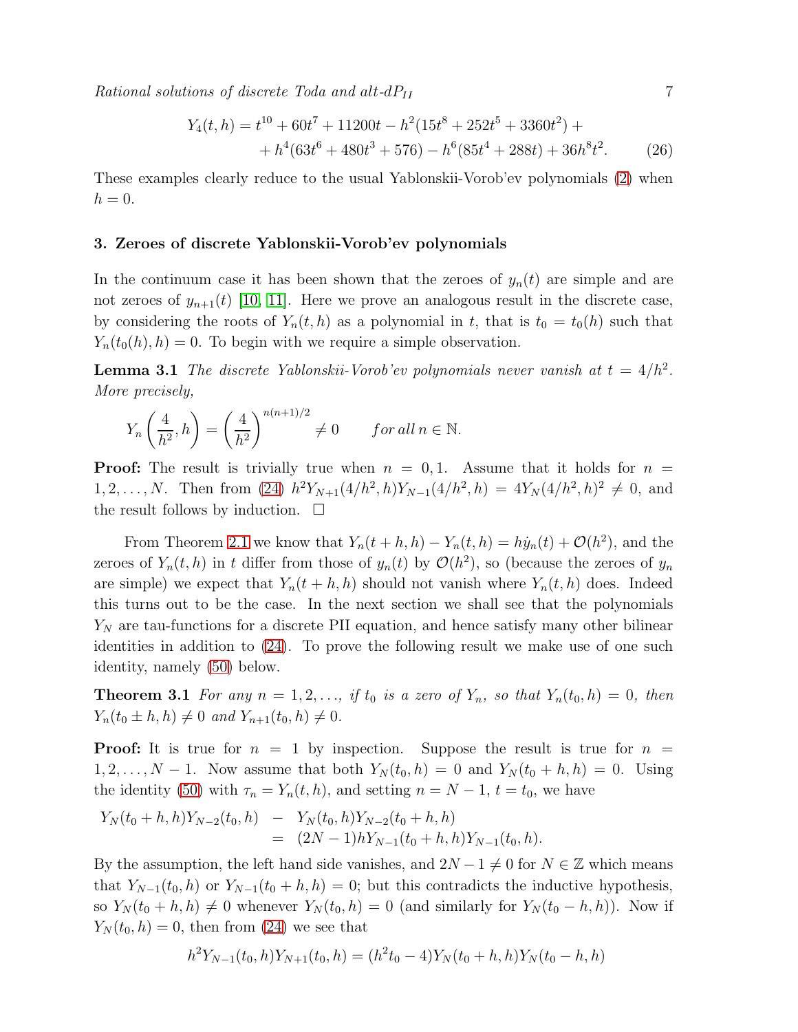$$
\begin{aligned}
Y_4(t,h) = &\ t^{10} + 60t^7 + 11200t - h^2(15t^8 + 252t^5 + 3360t^2) + \\
&+ h^4(63t^6 + 480t^3 + 576) - h^6(85t^4 + 288t) + 36h^8t^2.
\end{aligned} \tag{26}
$$

These examples clearly reduce to the usual Yablonskii-Vorob'ev polynomials (2) when $h = 0$.

## 3. Zeroes of discrete Yablonskii-Vorob'ev polynomials

In the continuum case it has been shown that the zeroes of $y_n(t)$ are simple and are not zeroes of $y_{n+1}(t)$ [10, 11]. Here we prove an analogous result in the discrete case, by considering the roots of $Y_n(t,h)$ as a polynomial in $t$, that is $t_0 = t_0(h)$ such that $Y_n(t_0(h),h) = 0$. To begin with we require a simple observation.

**Lemma 3.1** *The discrete Yablonskii-Vorob'ev polynomials never vanish at $t = 4/h^2$. More precisely,*

$$
Y_n\left(\frac{4}{h^2},h\right) = \left(\frac{4}{h^2}\right)^{n(n+1)/2} \neq 0 \qquad \textit{for all } n \in \mathbb{N}.
$$

**Proof:** The result is trivially true when $n = 0, 1$. Assume that it holds for $n = 1, 2, \ldots, N$. Then from (24) $h^2 Y_{N+1}(4/h^2,h) Y_{N-1}(4/h^2,h) = 4Y_N(4/h^2,h)^2 \neq 0$, and the result follows by induction. $\square$

From Theorem 2.1 we know that $Y_n(t+h,h) - Y_n(t,h) = h\dot{y}_n(t) + \mathcal{O}(h^2)$, and the zeroes of $Y_n(t,h)$ in $t$ differ from those of $y_n(t)$ by $\mathcal{O}(h^2)$, so (because the zeroes of $y_n$ are simple) we expect that $Y_n(t+h,h)$ should not vanish where $Y_n(t,h)$ does. Indeed this turns out to be the case. In the next section we shall see that the polynomials $Y_N$ are tau-functions for a discrete PII equation, and hence satisfy many other bilinear identities in addition to (24). To prove the following result we make use of one such identity, namely (50) below.

**Theorem 3.1** *For any $n = 1, 2, \ldots$, if $t_0$ is a zero of $Y_n$, so that $Y_n(t_0,h) = 0$, then $Y_n(t_0 \pm h, h) \neq 0$ and $Y_{n+1}(t_0,h) \neq 0$.*

**Proof:** It is true for $n = 1$ by inspection. Suppose the result is true for $n = 1, 2, \ldots, N-1$. Now assume that both $Y_N(t_0,h) = 0$ and $Y_N(t_0+h,h) = 0$. Using the identity (50) with $\tau_n = Y_n(t,h)$, and setting $n = N-1$, $t = t_0$, we have

$$
\begin{aligned}
Y_N(t_0+h,h)Y_{N-2}(t_0,h) \quad &- \quad Y_N(t_0,h)Y_{N-2}(t_0+h,h) \\
&= \quad (2N-1)hY_{N-1}(t_0+h,h)Y_{N-1}(t_0,h).
\end{aligned}
$$

By the assumption, the left hand side vanishes, and $2N-1 \neq 0$ for $N \in \mathbb{Z}$ which means that $Y_{N-1}(t_0,h)$ or $Y_{N-1}(t_0+h,h) = 0$; but this contradicts the inductive hypothesis, so $Y_N(t_0+h,h) \neq 0$ whenever $Y_N(t_0,h) = 0$ (and similarly for $Y_N(t_0-h,h)$). Now if $Y_N(t_0,h) = 0$, then from (24) we see that

$$
h^2 Y_{N-1}(t_0,h)Y_{N+1}(t_0,h) = (h^2 t_0 - 4)Y_N(t_0+h,h)Y_N(t_0-h,h)
$$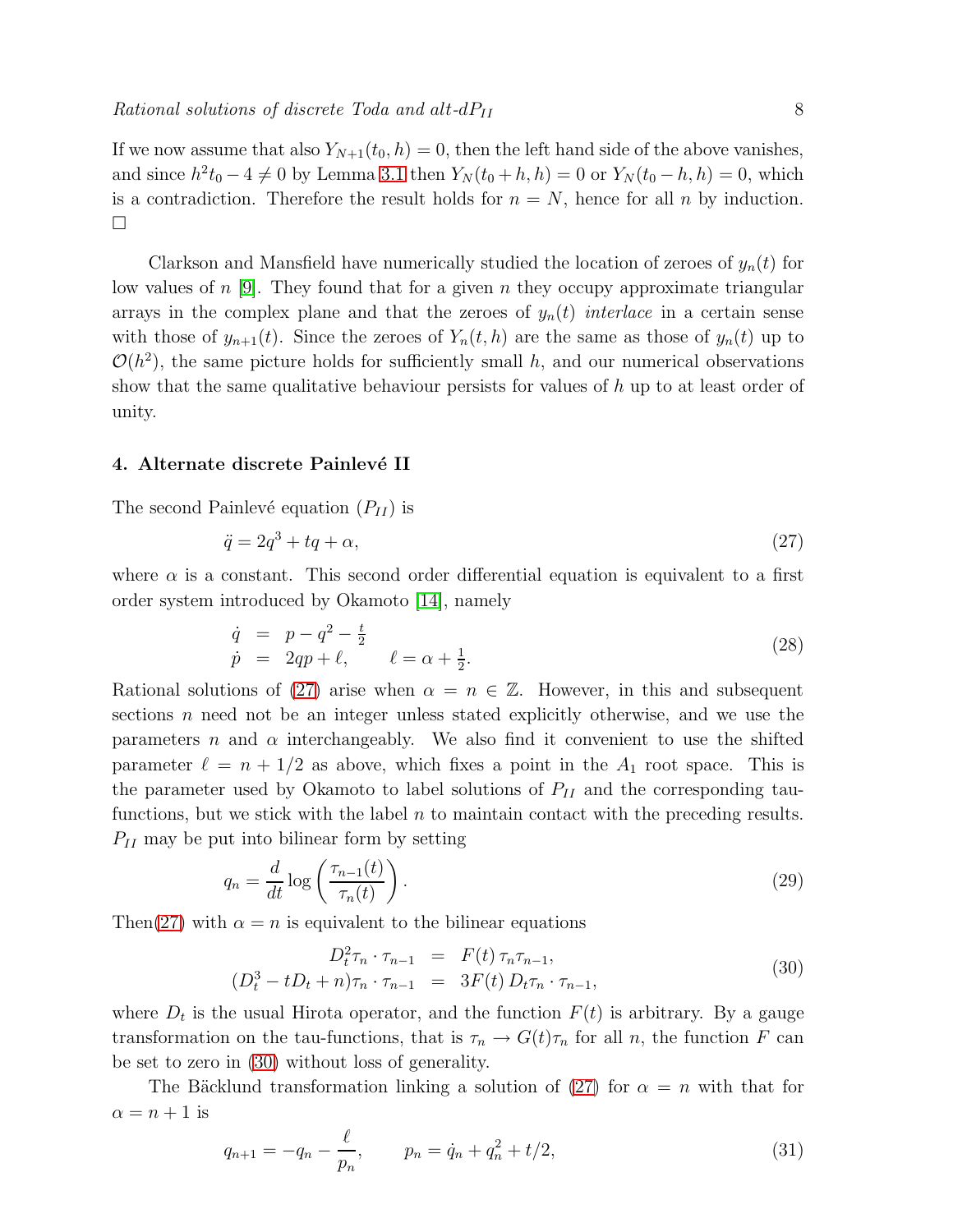If we now assume that also $Y_{N+1}(t_0, h) = 0$, then the left hand side of the above vanishes, and since $h^2 t_0 - 4 \neq 0$ by Lemma 3.1 then $Y_N(t_0 + h, h) = 0$ or $Y_N(t_0 - h, h) = 0$, which is a contradiction. Therefore the result holds for $n = N$, hence for all $n$ by induction. □

Clarkson and Mansfield have numerically studied the location of zeroes of $y_n(t)$ for low values of $n$ [9]. They found that for a given $n$ they occupy approximate triangular arrays in the complex plane and that the zeroes of $y_n(t)$ *interlace* in a certain sense with those of $y_{n+1}(t)$. Since the zeroes of $Y_n(t, h)$ are the same as those of $y_n(t)$ up to $\mathcal{O}(h^2)$, the same picture holds for sufficiently small $h$, and our numerical observations show that the same qualitative behaviour persists for values of $h$ up to at least order of unity.

## 4. Alternate discrete Painlevé II

The second Painlevé equation ($P_{II}$) is

$$\ddot{q} = 2q^3 + tq + \alpha, \tag{27}$$

where $\alpha$ is a constant. This second order differential equation is equivalent to a first order system introduced by Okamoto [14], namely

$$\begin{aligned} \dot{q} &= p - q^2 - \tfrac{t}{2} \\ \dot{p} &= 2qp + \ell, \qquad \ell = \alpha + \tfrac{1}{2}. \end{aligned} \tag{28}$$

Rational solutions of (27) arise when $\alpha = n \in \mathbb{Z}$. However, in this and subsequent sections $n$ need not be an integer unless stated explicitly otherwise, and we use the parameters $n$ and $\alpha$ interchangeably. We also find it convenient to use the shifted parameter $\ell = n + 1/2$ as above, which fixes a point in the $A_1$ root space. This is the parameter used by Okamoto to label solutions of $P_{II}$ and the corresponding tau-functions, but we stick with the label $n$ to maintain contact with the preceding results. $P_{II}$ may be put into bilinear form by setting

$$q_n = \frac{d}{dt} \log\left(\frac{\tau_{n-1}(t)}{\tau_n(t)}\right). \tag{29}$$

Then(27) with $\alpha = n$ is equivalent to the bilinear equations

$$\begin{aligned} D_t^2 \tau_n \cdot \tau_{n-1} &= F(t)\, \tau_n \tau_{n-1}, \\ (D_t^3 - tD_t + n)\tau_n \cdot \tau_{n-1} &= 3F(t)\, D_t \tau_n \cdot \tau_{n-1}, \end{aligned} \tag{30}$$

where $D_t$ is the usual Hirota operator, and the function $F(t)$ is arbitrary. By a gauge transformation on the tau-functions, that is $\tau_n \to G(t)\tau_n$ for all $n$, the function $F$ can be set to zero in (30) without loss of generality.

The Bäcklund transformation linking a solution of (27) for $\alpha = n$ with that for $\alpha = n + 1$ is

$$q_{n+1} = -q_n - \frac{\ell}{p_n}, \qquad p_n = \dot{q}_n + q_n^2 + t/2, \tag{31}$$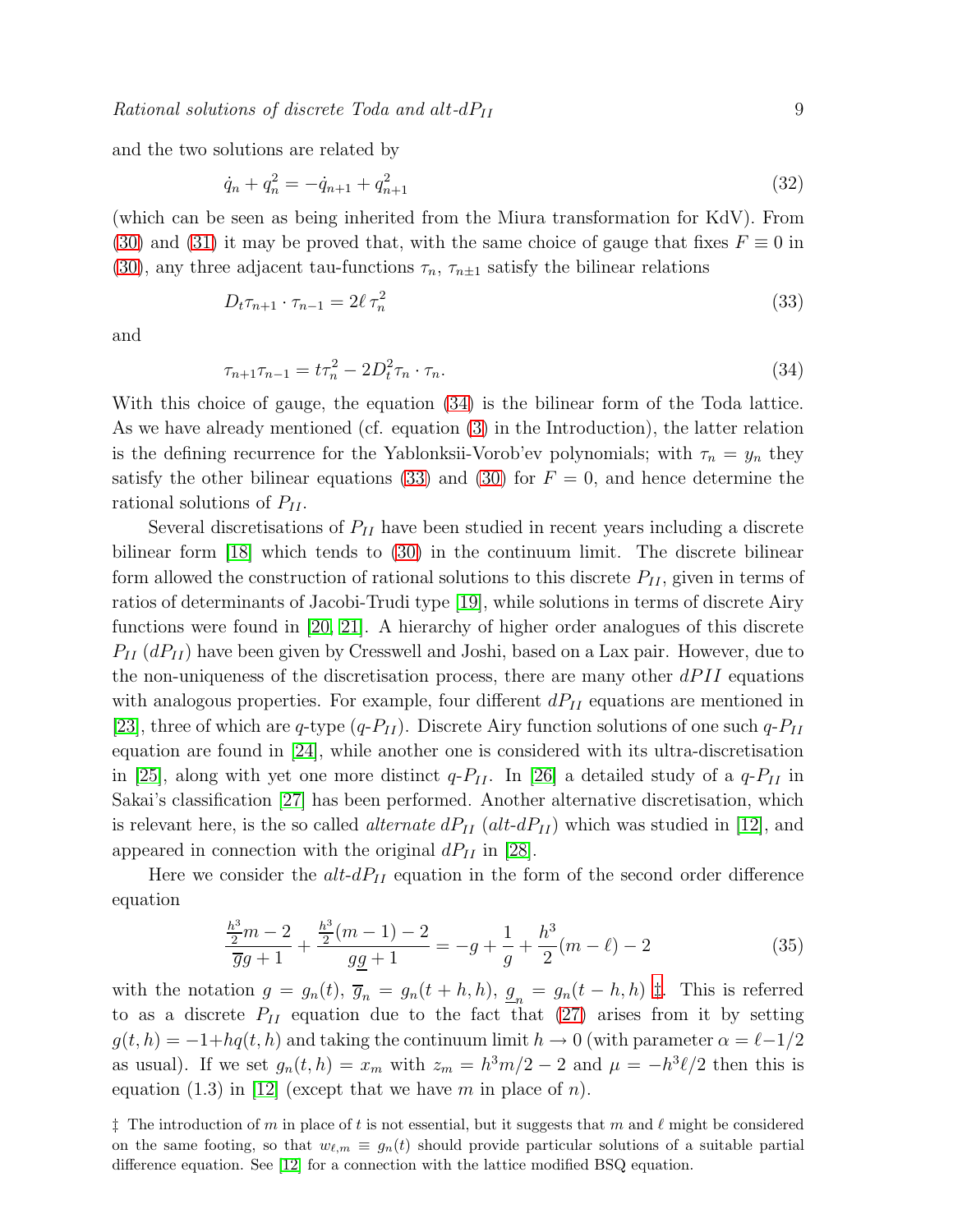and the two solutions are related by

$$\dot{q}_n + q_n^2 = -\dot{q}_{n+1} + q_{n+1}^2 \tag{32}$$

(which can be seen as being inherited from the Miura transformation for KdV). From (30) and (31) it may be proved that, with the same choice of gauge that fixes $F \equiv 0$ in (30), any three adjacent tau-functions $\tau_n$, $\tau_{n\pm1}$ satisfy the bilinear relations

$$D_t \tau_{n+1} \cdot \tau_{n-1} = 2\ell\, \tau_n^2 \tag{33}$$

and

$$\tau_{n+1}\tau_{n-1} = t\tau_n^2 - 2D_t^2 \tau_n \cdot \tau_n. \tag{34}$$

With this choice of gauge, the equation (34) is the bilinear form of the Toda lattice. As we have already mentioned (cf. equation (3) in the Introduction), the latter relation is the defining recurrence for the Yablonksii-Vorob'ev polynomials; with $\tau_n = y_n$ they satisfy the other bilinear equations (33) and (30) for $F = 0$, and hence determine the rational solutions of $P_{II}$.

Several discretisations of $P_{II}$ have been studied in recent years including a discrete bilinear form [18] which tends to (30) in the continuum limit. The discrete bilinear form allowed the construction of rational solutions to this discrete $P_{II}$, given in terms of ratios of determinants of Jacobi-Trudi type [19], while solutions in terms of discrete Airy functions were found in [20, 21]. A hierarchy of higher order analogues of this discrete $P_{II}$ ($dP_{II}$) have been given by Cresswell and Joshi, based on a Lax pair. However, due to the non-uniqueness of the discretisation process, there are many other $dPII$ equations with analogous properties. For example, four different $dP_{II}$ equations are mentioned in [23], three of which are $q$-type ($q$-$P_{II}$). Discrete Airy function solutions of one such $q$-$P_{II}$ equation are found in [24], while another one is considered with its ultra-discretisation in [25], along with yet one more distinct $q$-$P_{II}$. In [26] a detailed study of a $q$-$P_{II}$ in Sakai's classification [27] has been performed. Another alternative discretisation, which is relevant here, is the so called *alternate* $dP_{II}$ (*alt-*$dP_{II}$) which was studied in [12], and appeared in connection with the original $dP_{II}$ in [28].

Here we consider the *alt-*$dP_{II}$ equation in the form of the second order difference equation

$$\frac{\frac{h^3}{2}m - 2}{\overline{g}g + 1} + \frac{\frac{h^3}{2}(m-1) - 2}{g\underline{g} + 1} = -g + \frac{1}{g} + \frac{h^3}{2}(m - \ell) - 2 \tag{35}$$

with the notation $g = g_n(t)$, $\overline{g}_n = g_n(t+h,h)$, $\underline{g}_n = g_n(t-h,h)$ ‡. This is referred to as a discrete $P_{II}$ equation due to the fact that (27) arises from it by setting $g(t,h) = -1 + hq(t,h)$ and taking the continuum limit $h \to 0$ (with parameter $\alpha = \ell - 1/2$ as usual). If we set $g_n(t,h) = x_m$ with $z_m = h^3 m/2 - 2$ and $\mu = -h^3\ell/2$ then this is equation (1.3) in [12] (except that we have $m$ in place of $n$).

‡ The introduction of $m$ in place of $t$ is not essential, but it suggests that $m$ and $\ell$ might be considered on the same footing, so that $w_{\ell,m} \equiv g_n(t)$ should provide particular solutions of a suitable partial difference equation. See [12] for a connection with the lattice modified BSQ equation.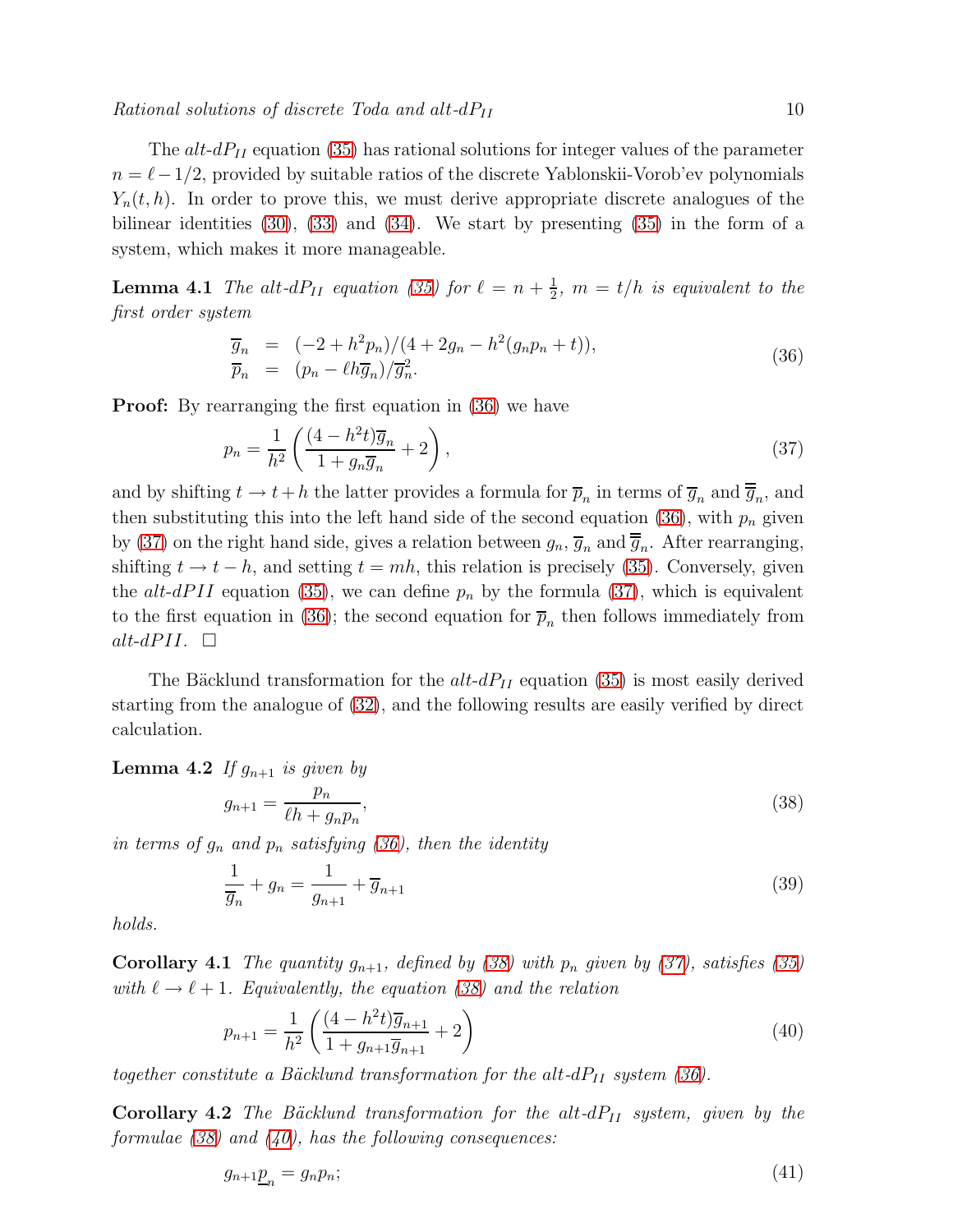The *alt-dP$_{II}$* equation (35) has rational solutions for integer values of the parameter $n = \ell - 1/2$, provided by suitable ratios of the discrete Yablonskii-Vorob'ev polynomials $Y_n(t,h)$. In order to prove this, we must derive appropriate discrete analogues of the bilinear identities (30), (33) and (34). We start by presenting (35) in the form of a system, which makes it more manageable.

**Lemma 4.1** *The alt-dP$_{II}$ equation (35) for $\ell = n + \frac{1}{2}$, $m = t/h$ is equivalent to the first order system*

$$
\begin{aligned}
\overline{g}_n &= (-2 + h^2 p_n)/(4 + 2g_n - h^2(g_n p_n + t)), \\
\overline{p}_n &= (p_n - \ell h \overline{g}_n)/\overline{g}_n^2.
\end{aligned}
\tag{36}
$$

**Proof:** By rearranging the first equation in (36) we have

$$
p_n = \frac{1}{h^2}\left(\frac{(4 - h^2 t)\overline{g}_n}{1 + g_n \overline{g}_n} + 2\right), \tag{37}
$$

and by shifting $t \to t + h$ the latter provides a formula for $\overline{p}_n$ in terms of $\overline{g}_n$ and $\overline{\overline{g}}_n$, and then substituting this into the left hand side of the second equation (36), with $p_n$ given by (37) on the right hand side, gives a relation between $g_n$, $\overline{g}_n$ and $\overline{\overline{g}}_n$. After rearranging, shifting $t \to t - h$, and setting $t = mh$, this relation is precisely (35). Conversely, given the *alt-dPII* equation (35), we can define $p_n$ by the formula (37), which is equivalent to the first equation in (36); the second equation for $\overline{p}_n$ then follows immediately from *alt-dPII*. $\square$

The Bäcklund transformation for the *alt-dP$_{II}$* equation (35) is most easily derived starting from the analogue of (32), and the following results are easily verified by direct calculation.

**Lemma 4.2** *If $g_{n+1}$ is given by*

$$
g_{n+1} = \frac{p_n}{\ell h + g_n p_n}, \tag{38}
$$

*in terms of $g_n$ and $p_n$ satisfying (36), then the identity*

$$
\frac{1}{\overline{g}_n} + g_n = \frac{1}{g_{n+1}} + \overline{g}_{n+1} \tag{39}
$$

*holds.*

**Corollary 4.1** *The quantity $g_{n+1}$, defined by (38) with $p_n$ given by (37), satisfies (35) with $\ell \to \ell + 1$. Equivalently, the equation (38) and the relation*

$$
p_{n+1} = \frac{1}{h^2}\left(\frac{(4 - h^2 t)\overline{g}_{n+1}}{1 + g_{n+1}\overline{g}_{n+1}} + 2\right) \tag{40}
$$

*together constitute a Bäcklund transformation for the alt-dP$_{II}$ system (36).*

**Corollary 4.2** *The Bäcklund transformation for the alt-dP$_{II}$ system, given by the formulae (38) and (40), has the following consequences:*

$$
g_{n+1}\underline{p}_n = g_n p_n; \tag{41}
$$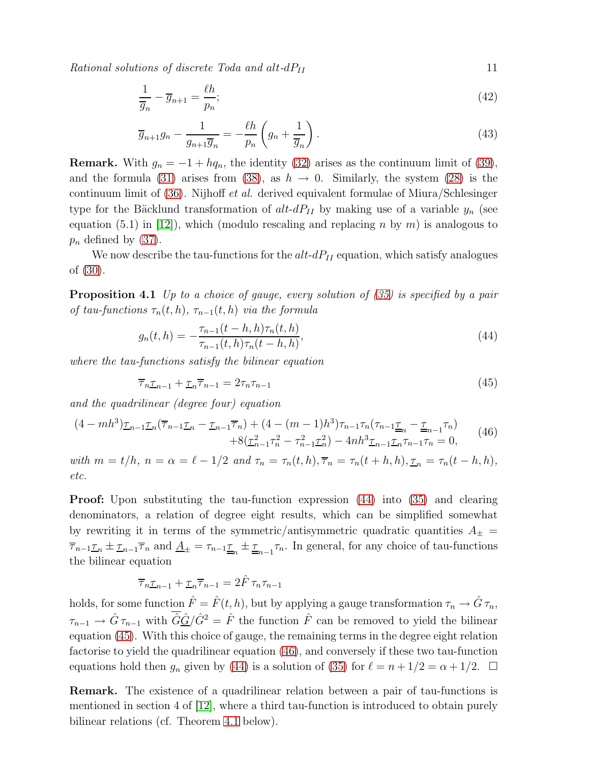$$\frac{1}{\overline{g}_n} - \overline{g}_{n+1} = \frac{\ell h}{p_n}; \tag{42}$$

$$\overline{g}_{n+1} g_n - \frac{1}{g_{n+1}\overline{g}_n} = -\frac{\ell h}{p_n}\left(g_n + \frac{1}{\overline{g}_n}\right). \tag{43}$$

**Remark.** With $g_n = -1 + hq_n$, the identity (32) arises as the continuum limit of (39), and the formula (31) arises from (38), as $h \to 0$. Similarly, the system (28) is the continuum limit of (36). Nijhoff *et al.* derived equivalent formulae of Miura/Schlesinger type for the Bäcklund transformation of *alt-dP$_{II}$* by making use of a variable $y_n$ (see equation (5.1) in [12]), which (modulo rescaling and replacing $n$ by $m$) is analogous to $p_n$ defined by (37).

We now describe the tau-functions for the *alt-dP$_{II}$* equation, which satisfy analogues of (30).

**Proposition 4.1** *Up to a choice of gauge, every solution of (35) is specified by a pair of tau-functions $\tau_n(t,h)$, $\tau_{n-1}(t,h)$ via the formula*

$$g_n(t,h) = -\frac{\tau_{n-1}(t-h,h)\tau_n(t,h)}{\tau_{n-1}(t,h)\tau_n(t-h,h)}, \tag{44}$$

*where the tau-functions satisfy the bilinear equation*

$$\overline{\tau}_n \underline{\tau}_{n-1} + \underline{\tau}_n \overline{\tau}_{n-1} = 2\tau_n\tau_{n-1} \tag{45}$$

*and the quadrilinear (degree four) equation*

$$\begin{aligned}(4 - mh^3)\underline{\tau}_{n-1}\underline{\tau}_n(\overline{\tau}_{n-1}\underline{\tau}_n - \underline{\tau}_{n-1}\overline{\tau}_n) + (4 - (m-1)h^3)\tau_{n-1}\tau_n(\tau_{n-1}\underline{\underline{\tau}}_n - \underline{\underline{\tau}}_{n-1}\tau_n) \\ +8(\underline{\tau}_{n-1}^2\tau_n^2 - \tau_{n-1}^2\underline{\tau}_n^2) - 4nh^3\underline{\tau}_{n-1}\underline{\tau}_n\tau_{n-1}\tau_n = 0,\end{aligned} \tag{46}$$

*with $m = t/h$, $n = \alpha = \ell - 1/2$ and $\tau_n = \tau_n(t,h), \overline{\tau}_n = \tau_n(t+h,h), \underline{\tau}_n = \tau_n(t-h,h)$, etc.*

**Proof:** Upon substituting the tau-function expression (44) into (35) and clearing denominators, a relation of degree eight results, which can be simplified somewhat by rewriting it in terms of the symmetric/antisymmetric quadratic quantities $A_\pm = \overline{\tau}_{n-1}\underline{\tau}_n \pm \underline{\tau}_{n-1}\overline{\tau}_n$ and $\underline{A}_\pm = \tau_{n-1}\underline{\underline{\tau}}_n \pm \underline{\underline{\tau}}_{n-1}\tau_n$. In general, for any choice of tau-functions the bilinear equation

$$\overline{\tau}_n \underline{\tau}_{n-1} + \underline{\tau}_n \overline{\tau}_{n-1} = 2\hat{F}\tau_n\tau_{n-1}$$

holds, for some function $\hat{F} = \hat{F}(t,h)$, but by applying a gauge transformation $\tau_n \to \hat{G}\,\tau_n$, $\tau_{n-1} \to \hat{G}\,\tau_{n-1}$ with $\overline{\hat{G}}\underline{\hat{G}}/\hat{G}^2 = \hat{F}$ the function $\hat{F}$ can be removed to yield the bilinear equation (45). With this choice of gauge, the remaining terms in the degree eight relation factorise to yield the quadrilinear equation (46), and conversely if these two tau-function equations hold then $g_n$ given by (44) is a solution of (35) for $\ell = n + 1/2 = \alpha + 1/2$. $\square$

**Remark.** The existence of a quadrilinear relation between a pair of tau-functions is mentioned in section 4 of [12], where a third tau-function is introduced to obtain purely bilinear relations (cf. Theorem 4.1 below).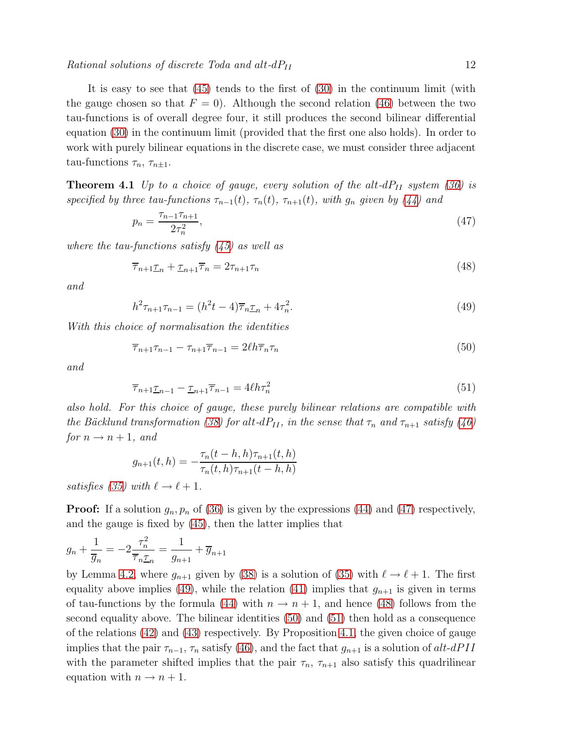It is easy to see that (45) tends to the first of (30) in the continuum limit (with the gauge chosen so that $F = 0$). Although the second relation (46) between the two tau-functions is of overall degree four, it still produces the second bilinear differential equation (30) in the continuum limit (provided that the first one also holds). In order to work with purely bilinear equations in the discrete case, we must consider three adjacent tau-functions $\tau_n$, $\tau_{n\pm 1}$.

**Theorem 4.1** *Up to a choice of gauge, every solution of the alt-dP$_{II}$ system (36) is specified by three tau-functions $\tau_{n-1}(t)$, $\tau_n(t)$, $\tau_{n+1}(t)$, with $g_n$ given by (44) and*

$$p_n = \frac{\tau_{n-1}\tau_{n+1}}{2\tau_n^2}, \tag{47}$$

*where the tau-functions satisfy (45) as well as*

$$\overline{\tau}_{n+1}\underline{\tau}_n + \underline{\tau}_{n+1}\overline{\tau}_n = 2\tau_{n+1}\tau_n \tag{48}$$

*and*

$$h^2\tau_{n+1}\tau_{n-1} = (h^2 t - 4)\overline{\tau}_n\underline{\tau}_n + 4\tau_n^2. \tag{49}$$

*With this choice of normalisation the identities*

$$\overline{\tau}_{n+1}\tau_{n-1} - \tau_{n+1}\overline{\tau}_{n-1} = 2\ell h\overline{\tau}_n\tau_n \tag{50}$$

*and*

$$\overline{\tau}_{n+1}\underline{\tau}_{n-1} - \underline{\tau}_{n+1}\overline{\tau}_{n-1} = 4\ell h\tau_n^2 \tag{51}$$

*also hold. For this choice of gauge, these purely bilinear relations are compatible with the Bäcklund transformation (38) for alt-dP$_{II}$, in the sense that $\tau_n$ and $\tau_{n+1}$ satisfy (46) for $n \to n+1$, and*

$$g_{n+1}(t,h) = -\frac{\tau_n(t-h,h)\tau_{n+1}(t,h)}{\tau_n(t,h)\tau_{n+1}(t-h,h)}$$

*satisfies (35) with $\ell \to \ell + 1$.*

**Proof:** If a solution $g_n, p_n$ of (36) is given by the expressions (44) and (47) respectively, and the gauge is fixed by (45), then the latter implies that

$$g_n + \frac{1}{\underline{g}_n} = -2\frac{\tau_n^2}{\overline{\tau}_n\underline{\tau}_n} = \frac{1}{g_{n+1}} + \overline{g}_{n+1}$$

by Lemma 4.2, where $g_{n+1}$ given by (38) is a solution of (35) with $\ell \to \ell + 1$. The first equality above implies (49), while the relation (41) implies that $g_{n+1}$ is given in terms of tau-functions by the formula (44) with $n \to n+1$, and hence (48) follows from the second equality above. The bilinear identities (50) and (51) then hold as a consequence of the relations (42) and (43) respectively. By Proposition 4.1, the given choice of gauge implies that the pair $\tau_{n-1}$, $\tau_n$ satisfy (46), and the fact that $g_{n+1}$ is a solution of *alt-dPII* with the parameter shifted implies that the pair $\tau_n$, $\tau_{n+1}$ also satisfy this quadrilinear equation with $n \to n+1$.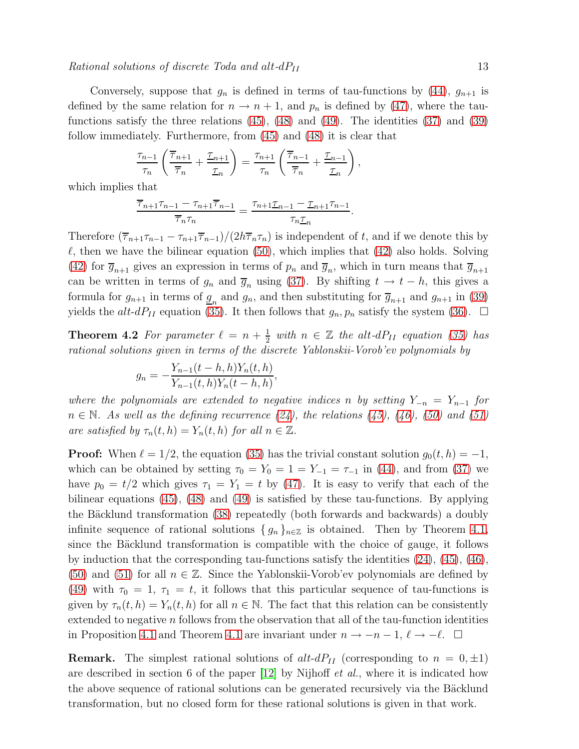Conversely, suppose that $g_n$ is defined in terms of tau-functions by (44), $g_{n+1}$ is defined by the same relation for $n \to n+1$, and $p_n$ is defined by (47), where the tau-functions satisfy the three relations (45), (48) and (49). The identities (37) and (39) follow immediately. Furthermore, from (45) and (48) it is clear that

$$\frac{\tau_{n-1}}{\tau_n}\left(\frac{\overline{\tau}_{n+1}}{\overline{\tau}_n}+\frac{\underline{\tau}_{n+1}}{\underline{\tau}_n}\right)=\frac{\tau_{n+1}}{\tau_n}\left(\frac{\overline{\tau}_{n-1}}{\overline{\tau}_n}+\frac{\underline{\tau}_{n-1}}{\underline{\tau}_n}\right),$$

which implies that

$$\frac{\overline{\tau}_{n+1}\tau_{n-1}-\tau_{n+1}\overline{\tau}_{n-1}}{\overline{\tau}_n\tau_n}=\frac{\tau_{n+1}\underline{\tau}_{n-1}-\underline{\tau}_{n+1}\tau_{n-1}}{\tau_n\underline{\tau}_n}.$$

Therefore $(\overline{\tau}_{n+1}\tau_{n-1}-\tau_{n+1}\overline{\tau}_{n-1})/(2h\overline{\tau}_n\tau_n)$ is independent of $t$, and if we denote this by $\ell$, then we have the bilinear equation (50), which implies that (42) also holds. Solving (42) for $\overline{g}_{n+1}$ gives an expression in terms of $p_n$ and $\overline{g}_n$, which in turn means that $\overline{g}_{n+1}$ can be written in terms of $g_n$ and $\overline{g}_n$ using (37). By shifting $t \to t-h$, this gives a formula for $g_{n+1}$ in terms of $\underline{g}_n$ and $g_n$, and then substituting for $\overline{g}_{n+1}$ and $g_{n+1}$ in (39) yields the *alt-dP$_{II}$* equation (35). It then follows that $g_n, p_n$ satisfy the system (36). $\square$

**Theorem 4.2** *For parameter $\ell = n+\frac{1}{2}$ with $n \in \mathbb{Z}$ the alt-dP$_{II}$ equation (35) has rational solutions given in terms of the discrete Yablonskii-Vorob'ev polynomials by*

$$g_n = -\frac{Y_{n-1}(t-h,h)Y_n(t,h)}{Y_{n-1}(t,h)Y_n(t-h,h)},$$

*where the polynomials are extended to negative indices $n$ by setting $Y_{-n} = Y_{n-1}$ for $n \in \mathbb{N}$. As well as the defining recurrence (24), the relations (45), (46), (50) and (51) are satisfied by $\tau_n(t,h) = Y_n(t,h)$ for all $n \in \mathbb{Z}$.*

**Proof:** When $\ell = 1/2$, the equation (35) has the trivial constant solution $g_0(t,h) = -1$, which can be obtained by setting $\tau_0 = Y_0 = 1 = Y_{-1} = \tau_{-1}$ in (44), and from (37) we have $p_0 = t/2$ which gives $\tau_1 = Y_1 = t$ by (47). It is easy to verify that each of the bilinear equations (45), (48) and (49) is satisfied by these tau-functions. By applying the Bäcklund transformation (38) repeatedly (both forwards and backwards) a doubly infinite sequence of rational solutions $\{g_n\}_{n\in\mathbb{Z}}$ is obtained. Then by Theorem 4.1, since the Bäcklund transformation is compatible with the choice of gauge, it follows by induction that the corresponding tau-functions satisfy the identities (24), (45), (46), (50) and (51) for all $n \in \mathbb{Z}$. Since the Yablonskii-Vorob'ev polynomials are defined by (49) with $\tau_0 = 1$, $\tau_1 = t$, it follows that this particular sequence of tau-functions is given by $\tau_n(t,h) = Y_n(t,h)$ for all $n \in \mathbb{N}$. The fact that this relation can be consistently extended to negative $n$ follows from the observation that all of the tau-function identities in Proposition 4.1 and Theorem 4.1 are invariant under $n \to -n-1$, $\ell \to -\ell$. $\square$

**Remark.** The simplest rational solutions of *alt-dP$_{II}$* (corresponding to $n = 0, \pm 1$) are described in section 6 of the paper [12] by Nijhoff *et al.*, where it is indicated how the above sequence of rational solutions can be generated recursively via the Bäcklund transformation, but no closed form for these rational solutions is given in that work.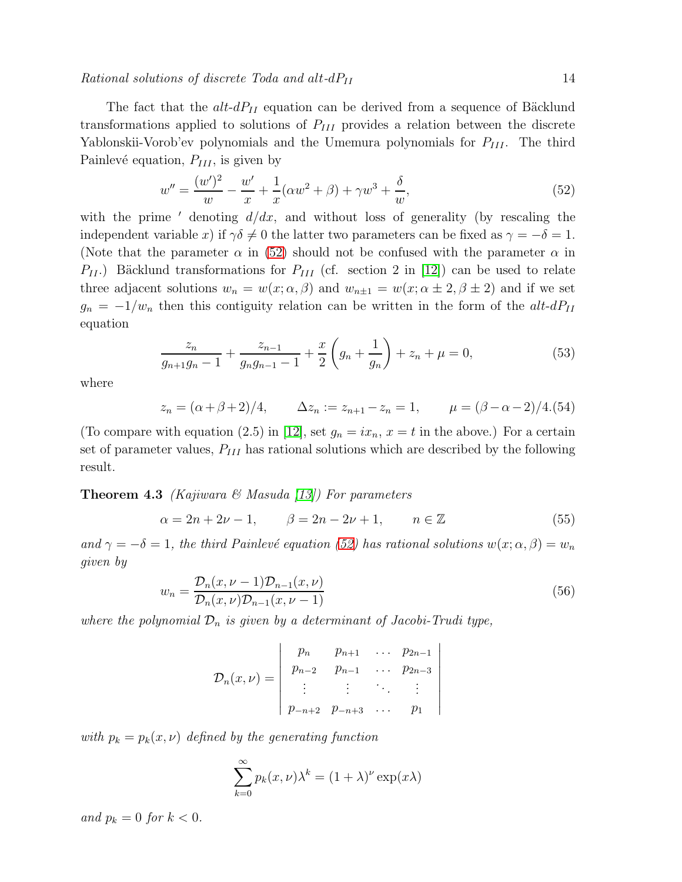The fact that the *alt-dP*$_{II}$ equation can be derived from a sequence of Bäcklund transformations applied to solutions of $P_{III}$ provides a relation between the discrete Yablonskii-Vorob'ev polynomials and the Umemura polynomials for $P_{III}$. The third Painlevé equation, $P_{III}$, is given by

$$w'' = \frac{(w')^2}{w} - \frac{w'}{x} + \frac{1}{x}(\alpha w^2 + \beta) + \gamma w^3 + \frac{\delta}{w}, \tag{52}$$

with the prime $'$ denoting $d/dx$, and without loss of generality (by rescaling the independent variable $x$) if $\gamma\delta \neq 0$ the latter two parameters can be fixed as $\gamma = -\delta = 1$. (Note that the parameter $\alpha$ in (52) should not be confused with the parameter $\alpha$ in $P_{II}$.) Bäcklund transformations for $P_{III}$ (cf. section 2 in [12]) can be used to relate three adjacent solutions $w_n = w(x; \alpha, \beta)$ and $w_{n\pm1} = w(x; \alpha \pm 2, \beta \pm 2)$ and if we set $g_n = -1/w_n$ then this contiguity relation can be written in the form of the *alt-dP*$_{II}$ equation

$$\frac{z_n}{g_{n+1}g_n - 1} + \frac{z_{n-1}}{g_n g_{n-1} - 1} + \frac{x}{2}\left(g_n + \frac{1}{g_n}\right) + z_n + \mu = 0, \tag{53}$$

where

$$z_n = (\alpha+\beta+2)/4, \qquad \Delta z_n := z_{n+1} - z_n = 1, \qquad \mu = (\beta - \alpha - 2)/4. \tag{54}$$

(To compare with equation (2.5) in [12], set $g_n = ix_n$, $x = t$ in the above.) For a certain set of parameter values, $P_{III}$ has rational solutions which are described by the following result.

**Theorem 4.3** *(Kajiwara & Masuda [13]) For parameters*

$$\alpha = 2n + 2\nu - 1, \qquad \beta = 2n - 2\nu + 1, \qquad n \in \mathbb{Z} \tag{55}$$

*and $\gamma = -\delta = 1$, the third Painlevé equation (52) has rational solutions $w(x; \alpha, \beta) = w_n$ given by*

$$w_n = \frac{\mathcal{D}_n(x, \nu - 1)\mathcal{D}_{n-1}(x, \nu)}{\mathcal{D}_n(x, \nu)\mathcal{D}_{n-1}(x, \nu - 1)} \tag{56}$$

*where the polynomial $\mathcal{D}_n$ is given by a determinant of Jacobi-Trudi type,*

$$\mathcal{D}_n(x, \nu) = \begin{vmatrix} p_n & p_{n+1} & \cdots & p_{2n-1} \\ p_{n-2} & p_{n-1} & \cdots & p_{2n-3} \\ \vdots & \vdots & \ddots & \vdots \\ p_{-n+2} & p_{-n+3} & \cdots & p_1 \end{vmatrix}$$

*with $p_k = p_k(x, \nu)$ defined by the generating function*

$$\sum_{k=0}^{\infty} p_k(x, \nu)\lambda^k = (1 + \lambda)^{\nu} \exp(x\lambda)$$

*and $p_k = 0$ for $k < 0$.*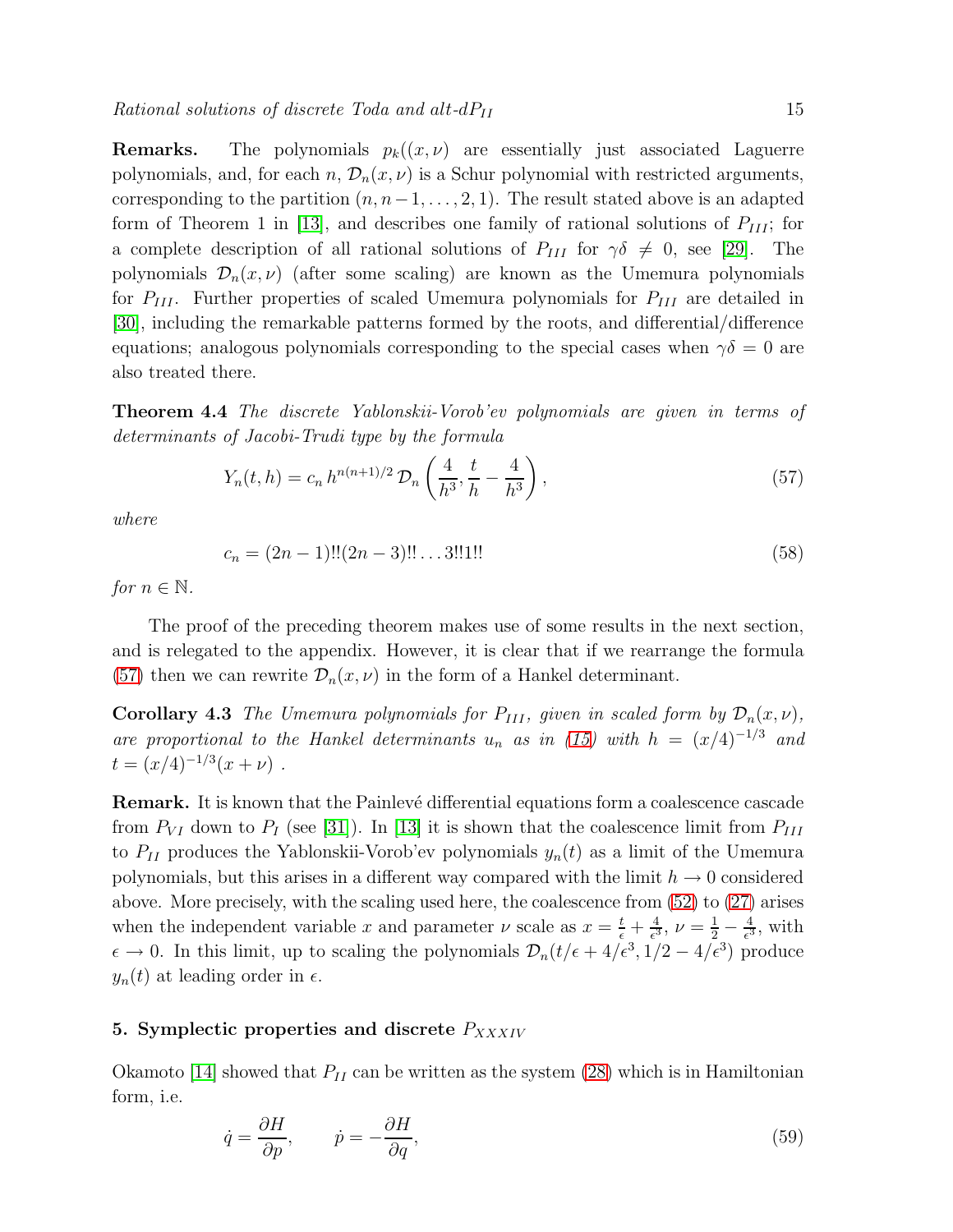**Remarks.** The polynomials $p_k((x,\nu)$ are essentially just associated Laguerre polynomials, and, for each $n$, $\mathcal{D}_n(x,\nu)$ is a Schur polynomial with restricted arguments, corresponding to the partition $(n, n-1, \ldots, 2, 1)$. The result stated above is an adapted form of Theorem 1 in [13], and describes one family of rational solutions of $P_{III}$; for a complete description of all rational solutions of $P_{III}$ for $\gamma\delta \neq 0$, see [29]. The polynomials $\mathcal{D}_n(x,\nu)$ (after some scaling) are known as the Umemura polynomials for $P_{III}$. Further properties of scaled Umemura polynomials for $P_{III}$ are detailed in [30], including the remarkable patterns formed by the roots, and differential/difference equations; analogous polynomials corresponding to the special cases when $\gamma\delta = 0$ are also treated there.

**Theorem 4.4** *The discrete Yablonskii-Vorob'ev polynomials are given in terms of determinants of Jacobi-Trudi type by the formula*

$$Y_n(t,h) = c_n \, h^{n(n+1)/2} \, \mathcal{D}_n\left(\frac{4}{h^3}, \frac{t}{h} - \frac{4}{h^3}\right), \tag{57}$$

*where*

$$c_n = (2n-1)!!(2n-3)!! \ldots 3!!1!! \tag{58}$$

*for $n \in \mathbb{N}$.*

The proof of the preceding theorem makes use of some results in the next section, and is relegated to the appendix. However, it is clear that if we rearrange the formula (57) then we can rewrite $\mathcal{D}_n(x,\nu)$ in the form of a Hankel determinant.

**Corollary 4.3** *The Umemura polynomials for $P_{III}$, given in scaled form by $\mathcal{D}_n(x,\nu)$, are proportional to the Hankel determinants $u_n$ as in (15) with $h = (x/4)^{-1/3}$ and $t = (x/4)^{-1/3}(x+\nu)$ .*

**Remark.** It is known that the Painlevé differential equations form a coalescence cascade from $P_{VI}$ down to $P_I$ (see [31]). In [13] it is shown that the coalescence limit from $P_{III}$ to $P_{II}$ produces the Yablonskii-Vorob'ev polynomials $y_n(t)$ as a limit of the Umemura polynomials, but this arises in a different way compared with the limit $h \to 0$ considered above. More precisely, with the scaling used here, the coalescence from (52) to (27) arises when the independent variable $x$ and parameter $\nu$ scale as $x = \frac{t}{\epsilon} + \frac{4}{\epsilon^3}$, $\nu = \frac{1}{2} - \frac{4}{\epsilon^3}$, with $\epsilon \to 0$. In this limit, up to scaling the polynomials $\mathcal{D}_n(t/\epsilon + 4/\epsilon^3, 1/2 - 4/\epsilon^3)$ produce $y_n(t)$ at leading order in $\epsilon$.

## 5. Symplectic properties and discrete $P_{XXXIV}$

Okamoto [14] showed that $P_{II}$ can be written as the system (28) which is in Hamiltonian form, i.e.

$$\dot{q} = \frac{\partial H}{\partial p}, \qquad \dot{p} = -\frac{\partial H}{\partial q}, \tag{59}$$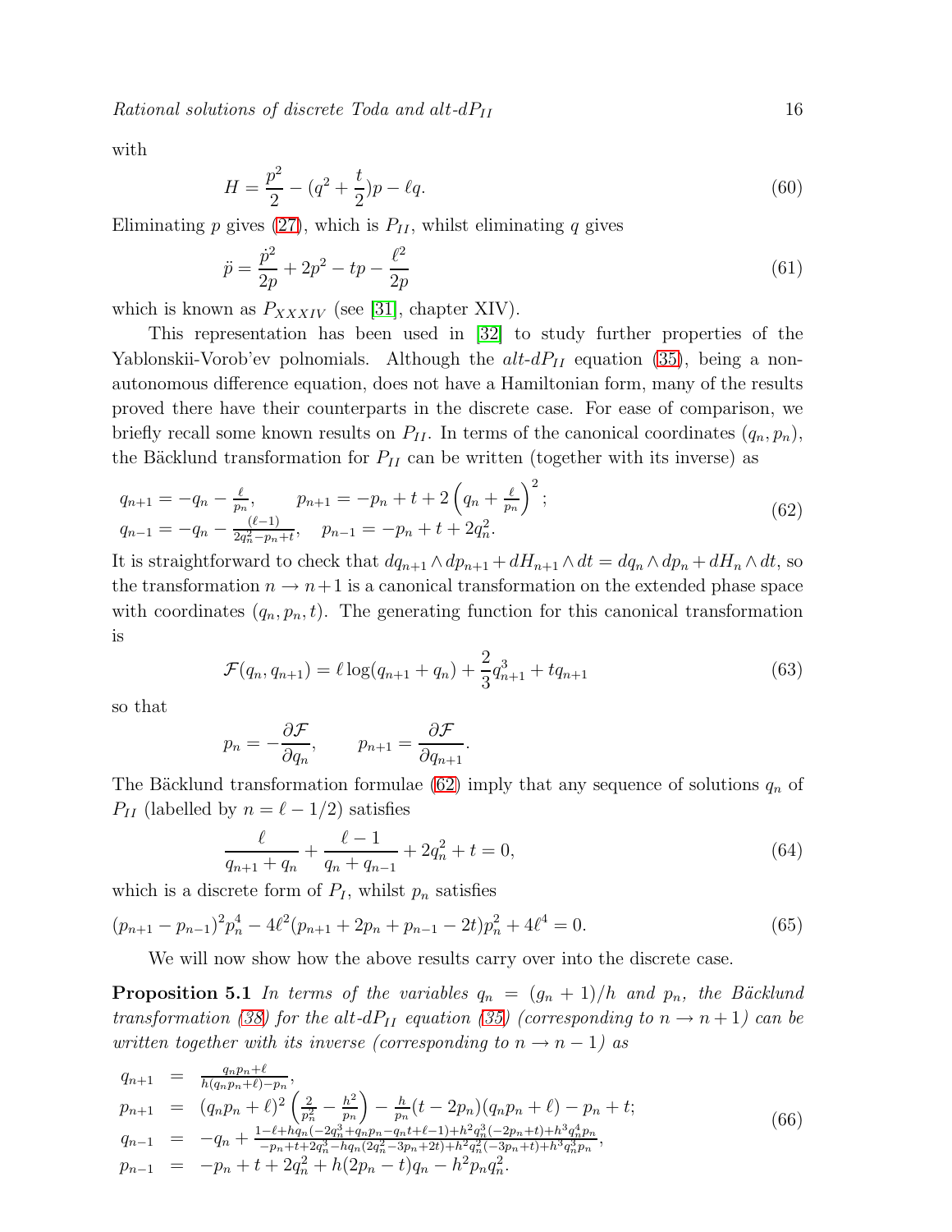with

$$H = \frac{p^2}{2} - (q^2 + \frac{t}{2})p - \ell q. \tag{60}$$

Eliminating $p$ gives (27), which is $P_{II}$, whilst eliminating $q$ gives

$$\ddot{p} = \frac{\dot{p}^2}{2p} + 2p^2 - tp - \frac{\ell^2}{2p} \tag{61}$$

which is known as $P_{XXXIV}$ (see [31], chapter XIV).

This representation has been used in [32] to study further properties of the Yablonskii-Vorob'ev polnomials. Although the *alt-dP*$_{II}$ equation (35), being a non-autonomous difference equation, does not have a Hamiltonian form, many of the results proved there have their counterparts in the discrete case. For ease of comparison, we briefly recall some known results on $P_{II}$. In terms of the canonical coordinates $(q_n, p_n)$, the Bäcklund transformation for $P_{II}$ can be written (together with its inverse) as

$$\begin{array}{ll} q_{n+1} = -q_n - \frac{\ell}{p_n}, & p_{n+1} = -p_n + t + 2\left(q_n + \frac{\ell}{p_n}\right)^2; \\ q_{n-1} = -q_n - \frac{(\ell-1)}{2q_n^2 - p_n + t}, & p_{n-1} = -p_n + t + 2q_n^2. \end{array} \tag{62}$$

It is straightforward to check that $dq_{n+1} \wedge dp_{n+1} + dH_{n+1} \wedge dt = dq_n \wedge dp_n + dH_n \wedge dt$, so the transformation $n \to n+1$ is a canonical transformation on the extended phase space with coordinates $(q_n, p_n, t)$. The generating function for this canonical transformation is

$$\mathcal{F}(q_n, q_{n+1}) = \ell \log(q_{n+1} + q_n) + \frac{2}{3} q_{n+1}^3 + t q_{n+1} \tag{63}$$

so that

$$p_n = -\frac{\partial \mathcal{F}}{\partial q_n}, \qquad p_{n+1} = \frac{\partial \mathcal{F}}{\partial q_{n+1}}.$$

The Bäcklund transformation formulae (62) imply that any sequence of solutions $q_n$ of $P_{II}$ (labelled by $n = \ell - 1/2$) satisfies

$$\frac{\ell}{q_{n+1} + q_n} + \frac{\ell - 1}{q_n + q_{n-1}} + 2q_n^2 + t = 0, \tag{64}$$

which is a discrete form of $P_I$, whilst $p_n$ satisfies

$$(p_{n+1} - p_{n-1})^2 p_n^4 - 4\ell^2 (p_{n+1} + 2p_n + p_{n-1} - 2t) p_n^2 + 4\ell^4 = 0. \tag{65}$$

We will now show how the above results carry over into the discrete case.

**Proposition 5.1** *In terms of the variables $q_n = (g_n + 1)/h$ and $p_n$, the Bäcklund transformation (38) for the alt-dP$_{II}$ equation (35) (corresponding to $n \to n+1$) can be written together with its inverse (corresponding to $n \to n-1$) as*

$$\begin{array}{rcl} q_{n+1} & = & \frac{q_n p_n + \ell}{h(q_n p_n + \ell) - p_n}, \\ p_{n+1} & = & (q_n p_n + \ell)^2 \left(\frac{2}{p_n^2} - \frac{h^2}{p_n}\right) - \frac{h}{p_n}(t - 2p_n)(q_n p_n + \ell) - p_n + t; \\ q_{n-1} & = & -q_n + \frac{1 - \ell + h q_n(-2q_n^3 + q_n p_n - q_n t + \ell - 1) + h^2 q_n^3(-2p_n + t) + h^3 q_n^4 p_n}{-p_n + t + 2q_n^3 - h q_n(2q_n^2 - 3p_n + 2t) + h^2 q_n^2(-3p_n + t) + h^3 q_n^3 p_n}, \\ p_{n-1} & = & -p_n + t + 2q_n^2 + h(2p_n - t)q_n - h^2 p_n q_n^2. \end{array} \tag{66}$$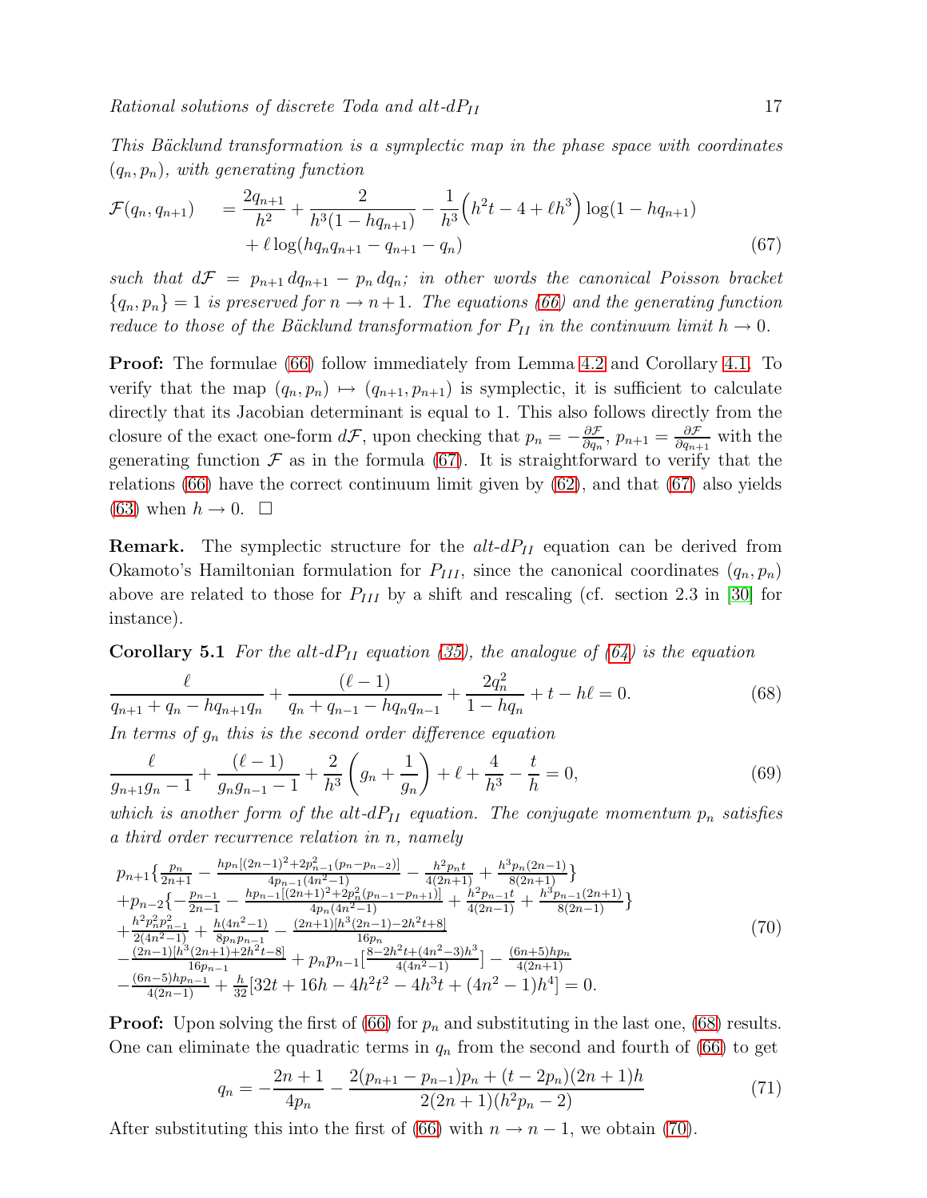*This Bäcklund transformation is a symplectic map in the phase space with coordinates $(q_n, p_n)$, with generating function*

$$
\begin{aligned}
\mathcal{F}(q_n, q_{n+1}) \quad &= \frac{2q_{n+1}}{h^2} + \frac{2}{h^3(1-hq_{n+1})} - \frac{1}{h^3}\Big(h^2 t - 4 + \ell h^3\Big)\log(1-hq_{n+1}) \\
&\quad + \ell \log(hq_n q_{n+1} - q_{n+1} - q_n)
\end{aligned}
\tag{67}
$$

*such that $d\mathcal{F} = p_{n+1}\, dq_{n+1} - p_n\, dq_n$; in other words the canonical Poisson bracket $\{q_n, p_n\} = 1$ is preserved for $n \to n+1$. The equations (66) and the generating function reduce to those of the Bäcklund transformation for $P_{II}$ in the continuum limit $h \to 0$.*

**Proof:** The formulae (66) follow immediately from Lemma 4.2 and Corollary 4.1. To verify that the map $(q_n, p_n) \mapsto (q_{n+1}, p_{n+1})$ is symplectic, it is sufficient to calculate directly that its Jacobian determinant is equal to 1. This also follows directly from the closure of the exact one-form $d\mathcal{F}$, upon checking that $p_n = -\frac{\partial \mathcal{F}}{\partial q_n}$, $p_{n+1} = \frac{\partial \mathcal{F}}{\partial q_{n+1}}$ with the generating function $\mathcal{F}$ as in the formula (67). It is straightforward to verify that the relations (66) have the correct continuum limit given by (62), and that (67) also yields (63) when $h \to 0$. $\square$

**Remark.** The symplectic structure for the *alt-dP$_{II}$* equation can be derived from Okamoto's Hamiltonian formulation for $P_{III}$, since the canonical coordinates $(q_n, p_n)$ above are related to those for $P_{III}$ by a shift and rescaling (cf. section 2.3 in [30] for instance).

**Corollary 5.1** *For the alt-dP$_{II}$ equation (35), the analogue of (64) is the equation*

$$
\frac{\ell}{q_{n+1} + q_n - hq_{n+1}q_n} + \frac{(\ell - 1)}{q_n + q_{n-1} - hq_n q_{n-1}} + \frac{2q_n^2}{1 - hq_n} + t - h\ell = 0. \tag{68}
$$

*In terms of $g_n$ this is the second order difference equation*

$$
\frac{\ell}{g_{n+1}g_n - 1} + \frac{(\ell - 1)}{g_n g_{n-1} - 1} + \frac{2}{h^3}\left(g_n + \frac{1}{g_n}\right) + \ell + \frac{4}{h^3} - \frac{t}{h} = 0, \tag{69}
$$

*which is another form of the alt-dP$_{II}$ equation. The conjugate momentum $p_n$ satisfies a third order recurrence relation in $n$, namely*

$$
\begin{aligned}
&p_{n+1}\Big\{\tfrac{p_n}{2n+1} - \tfrac{hp_n[(2n-1)^2 + 2p_{n-1}^2(p_n - p_{n-2})]}{4p_{n-1}(4n^2-1)} - \tfrac{h^2 p_n t}{4(2n+1)} + \tfrac{h^3 p_n(2n-1)}{8(2n+1)}\Big\} \\
&+ p_{n-2}\Big\{-\tfrac{p_{n-1}}{2n-1} - \tfrac{hp_{n-1}[(2n+1)^2 + 2p_n^2(p_{n-1} - p_{n+1})]}{4p_n(4n^2-1)} + \tfrac{h^2 p_{n-1} t}{4(2n-1)} + \tfrac{h^3 p_{n-1}(2n+1)}{8(2n-1)}\Big\} \\
&+ \tfrac{h^2 p_n^2 p_{n-1}^2}{2(4n^2-1)} + \tfrac{h(4n^2-1)}{8p_n p_{n-1}} - \tfrac{(2n+1)[h^3(2n-1) - 2h^2 t + 8]}{16p_n} \\
&- \tfrac{(2n-1)[h^3(2n+1) + 2h^2 t - 8]}{16p_{n-1}} + p_n p_{n-1}\big[\tfrac{8 - 2h^2 t + (4n^2-3)h^3}{4(4n^2-1)}\big] - \tfrac{(6n+5)hp_n}{4(2n+1)} \\
&- \tfrac{(6n-5)hp_{n-1}}{4(2n-1)} + \tfrac{h}{32}[32t + 16h - 4h^2t^2 - 4h^3 t + (4n^2-1)h^4] = 0.
\end{aligned}
\tag{70}
$$

**Proof:** Upon solving the first of (66) for $p_n$ and substituting in the last one, (68) results. One can eliminate the quadratic terms in $q_n$ from the second and fourth of (66) to get

$$
q_n = -\frac{2n+1}{4p_n} - \frac{2(p_{n+1} - p_{n-1})p_n + (t - 2p_n)(2n+1)h}{2(2n+1)(h^2 p_n - 2)} \tag{71}
$$

After substituting this into the first of (66) with $n \to n-1$, we obtain (70).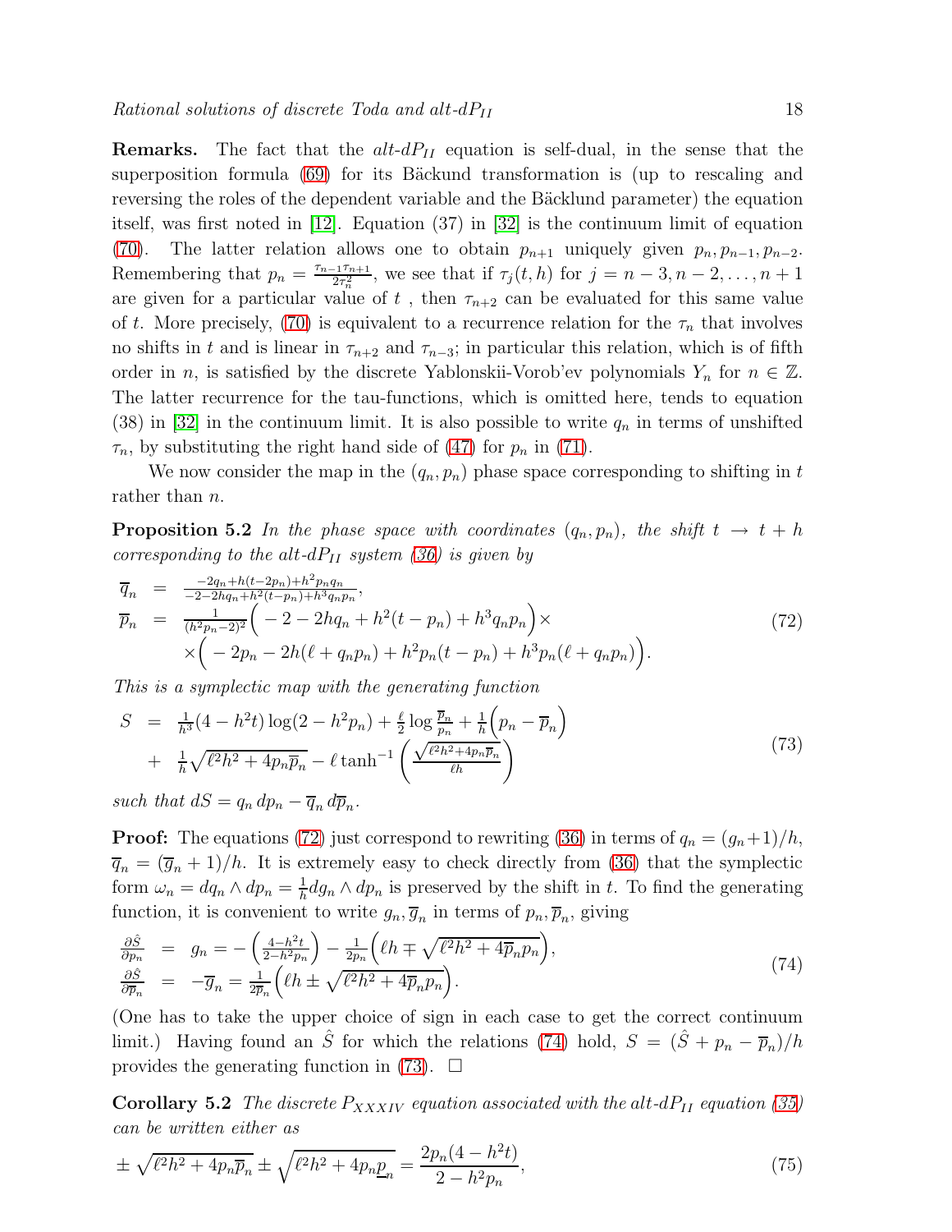**Remarks.** The fact that the *alt-dP$_{II}$* equation is self-dual, in the sense that the superposition formula (69) for its Bäckund transformation is (up to rescaling and reversing the roles of the dependent variable and the Bäcklund parameter) the equation itself, was first noted in [12]. Equation (37) in [32] is the continuum limit of equation (70). The latter relation allows one to obtain $p_{n+1}$ uniquely given $p_n, p_{n-1}, p_{n-2}$. Remembering that $p_n = \frac{\tau_{n-1}\tau_{n+1}}{2\tau_n^2}$, we see that if $\tau_j(t,h)$ for $j = n-3, n-2, \ldots, n+1$ are given for a particular value of $t$ , then $\tau_{n+2}$ can be evaluated for this same value of $t$. More precisely, (70) is equivalent to a recurrence relation for the $\tau_n$ that involves no shifts in $t$ and is linear in $\tau_{n+2}$ and $\tau_{n-3}$; in particular this relation, which is of fifth order in $n$, is satisfied by the discrete Yablonskii-Vorob'ev polynomials $Y_n$ for $n \in \mathbb{Z}$. The latter recurrence for the tau-functions, which is omitted here, tends to equation (38) in [32] in the continuum limit. It is also possible to write $q_n$ in terms of unshifted $\tau_n$, by substituting the right hand side of (47) for $p_n$ in (71).

We now consider the map in the $(q_n, p_n)$ phase space corresponding to shifting in $t$ rather than $n$.

**Proposition 5.2** *In the phase space with coordinates $(q_n, p_n)$, the shift $t \to t+h$ corresponding to the alt-dP$_{II}$ system (36) is given by*

$$
\begin{aligned}
\overline{q}_n &= \frac{-2q_n + h(t-2p_n) + h^2 p_n q_n}{-2-2hq_n + h^2(t-p_n) + h^3 q_n p_n}, \\
\overline{p}_n &= \frac{1}{(h^2p_n-2)^2}\Big(-2-2hq_n + h^2(t-p_n) + h^3 q_n p_n\Big)\times \\
&\quad \times\Big(-2p_n - 2h(\ell + q_n p_n) + h^2 p_n(t-p_n) + h^3 p_n(\ell + q_n p_n)\Big).
\end{aligned}
\tag{72}
$$

*This is a symplectic map with the generating function*

$$
\begin{aligned}
S &= \frac{1}{h^3}(4-h^2 t)\log(2-h^2 p_n) + \frac{\ell}{2}\log\frac{\overline{p}_n}{p_n} + \frac{1}{h}\Big(p_n - \overline{p}_n\Big) \\
&+ \frac{1}{h}\sqrt{\ell^2h^2 + 4p_n\overline{p}_n} - \ell\tanh^{-1}\left(\frac{\sqrt{\ell^2h^2+4p_n\overline{p}_n}}{\ell h}\right)
\end{aligned}
\tag{73}
$$

*such that $dS = q_n\, dp_n - \overline{q}_n\, d\overline{p}_n$.*

**Proof:** The equations (72) just correspond to rewriting (36) in terms of $q_n = (g_n+1)/h$, $\overline{q}_n = (\overline{g}_n + 1)/h$. It is extremely easy to check directly from (36) that the symplectic form $\omega_n = dq_n \wedge dp_n = \frac{1}{h} dg_n \wedge dp_n$ is preserved by the shift in $t$. To find the generating function, it is convenient to write $g_n, \overline{g}_n$ in terms of $p_n, \overline{p}_n$, giving

$$
\begin{aligned}
\frac{\partial \hat{S}}{\partial p_n} &= g_n = -\left(\frac{4-h^2t}{2-h^2p_n}\right) - \frac{1}{2p_n}\Big(\ell h \mp \sqrt{\ell^2h^2 + 4\overline{p}_n p_n}\Big), \\
\frac{\partial \hat{S}}{\partial \overline{p}_n} &= -\overline{g}_n = \frac{1}{2\overline{p}_n}\Big(\ell h \pm \sqrt{\ell^2h^2 + 4\overline{p}_n p_n}\Big).
\end{aligned}
\tag{74}
$$

(One has to take the upper choice of sign in each case to get the correct continuum limit.) Having found an $\hat{S}$ for which the relations (74) hold, $S = (\hat{S} + p_n - \overline{p}_n)/h$ provides the generating function in (73). $\square$

**Corollary 5.2** *The discrete $P_{XXXIV}$ equation associated with the alt-dP$_{II}$ equation (35) can be written either as*

$$
\pm\sqrt{\ell^2h^2 + 4p_n\overline{p}_n} \pm \sqrt{\ell^2h^2 + 4p_n\underline{p}_n} = \frac{2p_n(4-h^2t)}{2-h^2p_n},
\tag{75}
$$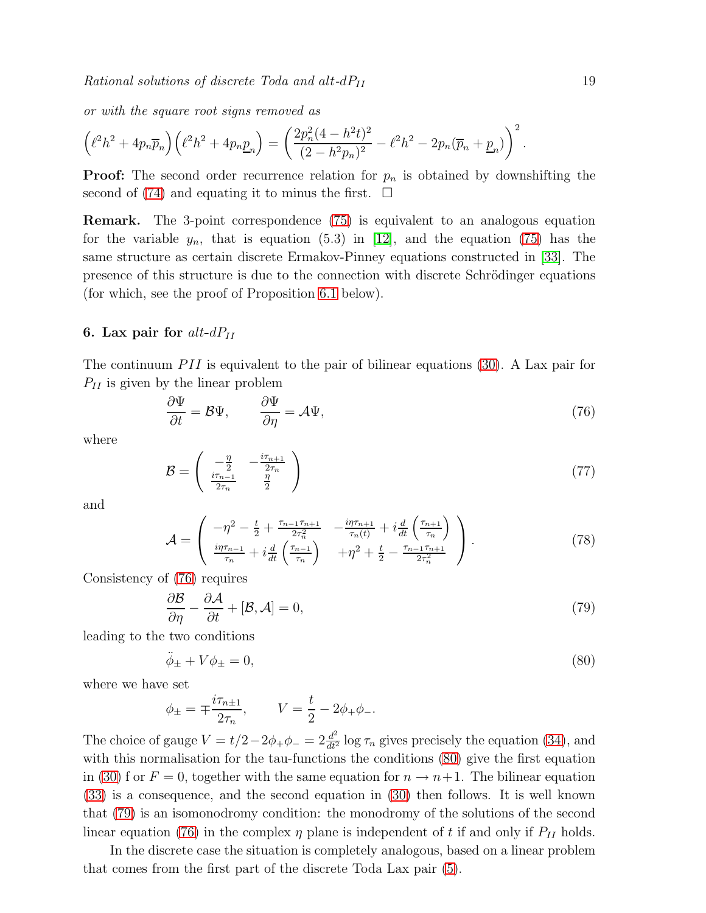or with the square root signs removed as

$$\left(\ell^2h^2+4p_n\overline{p}_n\right)\left(\ell^2h^2+4p_n\underline{p}_n\right)=\left(\frac{2p_n^2(4-h^2t)^2}{(2-h^2p_n)^2}-\ell^2h^2-2p_n(\overline{p}_n+\underline{p}_n)\right)^2.$$

**Proof:** The second order recurrence relation for $p_n$ is obtained by downshifting the second of (74) and equating it to minus the first. □

**Remark.** The 3-point correspondence (75) is equivalent to an analogous equation for the variable $y_n$, that is equation (5.3) in [12], and the equation (75) has the same structure as certain discrete Ermakov-Pinney equations constructed in [33]. The presence of this structure is due to the connection with discrete Schrödinger equations (for which, see the proof of Proposition 6.1 below).

## 6. Lax pair for *alt-dP$_{II}$*

The continuum $PII$ is equivalent to the pair of bilinear equations (30). A Lax pair for $P_{II}$ is given by the linear problem

$$\frac{\partial\Psi}{\partial t}=\mathcal{B}\Psi,\qquad \frac{\partial\Psi}{\partial\eta}=\mathcal{A}\Psi,\tag{76}$$

where

$$\mathcal{B}=\left(\begin{array}{cc}-\frac{\eta}{2} & -\frac{i\tau_{n+1}}{2\tau_n}\\ \frac{i\tau_{n-1}}{2\tau_n} & \frac{\eta}{2}\end{array}\right)\tag{77}$$

and

$$\mathcal{A}=\left(\begin{array}{cc}-\eta^2-\frac{t}{2}+\frac{\tau_{n-1}\tau_{n+1}}{2\tau_n^2} & -\frac{i\eta\tau_{n+1}}{\tau_n(t)}+i\frac{d}{dt}\left(\frac{\tau_{n+1}}{\tau_n}\right)\\ \frac{i\eta\tau_{n-1}}{\tau_n}+i\frac{d}{dt}\left(\frac{\tau_{n-1}}{\tau_n}\right) & +\eta^2+\frac{t}{2}-\frac{\tau_{n-1}\tau_{n+1}}{2\tau_n^2}\end{array}\right).\tag{78}$$

Consistency of (76) requires

$$\frac{\partial\mathcal{B}}{\partial\eta}-\frac{\partial\mathcal{A}}{\partial t}+[\mathcal{B},\mathcal{A}]=0,\tag{79}$$

leading to the two conditions

$$\ddot{\phi}_\pm+V\phi_\pm=0,\tag{80}$$

where we have set

$$\phi_\pm=\mp\frac{i\tau_{n\pm1}}{2\tau_n},\qquad V=\frac{t}{2}-2\phi_+\phi_-.$$

The choice of gauge $V=t/2-2\phi_+\phi_-=2\frac{d^2}{dt^2}\log\tau_n$ gives precisely the equation (34), and with this normalisation for the tau-functions the conditions (80) give the first equation in (30) f or $F=0$, together with the same equation for $n\to n+1$. The bilinear equation (33) is a consequence, and the second equation in (30) then follows. It is well known that (79) is an isomonodromy condition: the monodromy of the solutions of the second linear equation (76) in the complex $\eta$ plane is independent of $t$ if and only if $P_{II}$ holds.

In the discrete case the situation is completely analogous, based on a linear problem that comes from the first part of the discrete Toda Lax pair (5).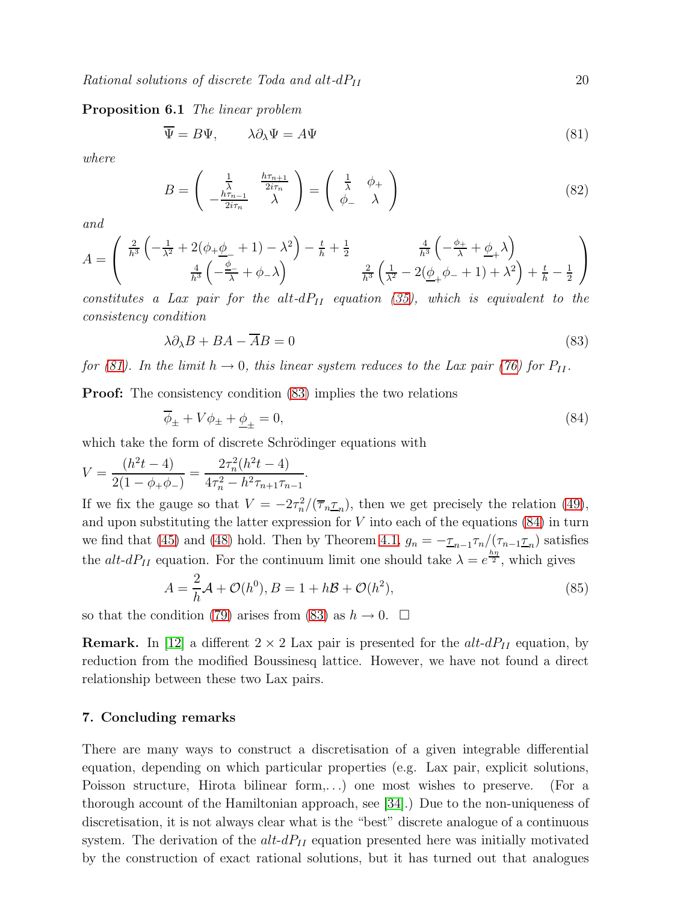**Proposition 6.1** *The linear problem*

$$\overline{\Psi} = B\Psi, \qquad \lambda\partial_\lambda \Psi = A\Psi \tag{81}$$

*where*

$$B = \begin{pmatrix} \frac{1}{\lambda} & \frac{h\tau_{n+1}}{2i\tau_n} \\ -\frac{h\tau_{n-1}}{2i\tau_n} & \lambda \end{pmatrix} = \begin{pmatrix} \frac{1}{\lambda} & \phi_+ \\ \phi_- & \lambda \end{pmatrix} \tag{82}$$

*and*

$$A = \begin{pmatrix} \frac{2}{h^3}\left(-\frac{1}{\lambda^2} + 2(\phi_+\underline{\phi}_- + 1) - \lambda^2\right) - \frac{t}{h} + \frac{1}{2} & \frac{4}{h^3}\left(-\frac{\phi_+}{\lambda} + \underline{\phi}_+\lambda\right) \\ \frac{4}{h^3}\left(-\frac{\underline{\phi}_-}{\lambda} + \phi_-\lambda\right) & \frac{2}{h^3}\left(\frac{1}{\lambda^2} - 2(\underline{\phi}_+\phi_- + 1) + \lambda^2\right) + \frac{t}{h} - \frac{1}{2} \end{pmatrix}$$

*constitutes a Lax pair for the alt-dP$_{II}$ equation (35), which is equivalent to the consistency condition*

$$\lambda\partial_\lambda B + BA - \overline{A}B = 0 \tag{83}$$

*for (81). In the limit $h \to 0$, this linear system reduces to the Lax pair (76) for $P_{II}$.*

**Proof:** The consistency condition (83) implies the two relations

$$\overline{\phi}_\pm + V\phi_\pm + \underline{\phi}_\pm = 0, \tag{84}$$

which take the form of discrete Schrödinger equations with

$$V = \frac{(h^2t-4)}{2(1-\phi_+\phi_-)} = \frac{2\tau_n^2(h^2t-4)}{4\tau_n^2 - h^2\tau_{n+1}\tau_{n-1}}.$$

If we fix the gauge so that $V = -2\tau_n^2/(\overline{\tau}_n\underline{\tau}_n)$, then we get precisely the relation (49), and upon substituting the latter expression for $V$ into each of the equations (84) in turn we find that (45) and (48) hold. Then by Theorem 4.1, $g_n = -\underline{\tau}_{n-1}\tau_n/(\tau_{n-1}\underline{\tau}_n)$ satisfies the *alt-dP$_{II}$* equation. For the continuum limit one should take $\lambda = e^{\frac{h\eta}{2}}$, which gives

$$A = \frac{2}{h}\mathcal{A} + \mathcal{O}(h^0), B = 1 + h\mathcal{B} + \mathcal{O}(h^2), \tag{85}$$

so that the condition (79) arises from (83) as $h \to 0$. $\square$

**Remark.** In [12] a different $2\times 2$ Lax pair is presented for the *alt-dP$_{II}$* equation, by reduction from the modified Boussinesq lattice. However, we have not found a direct relationship between these two Lax pairs.

## 7. Concluding remarks

There are many ways to construct a discretisation of a given integrable differential equation, depending on which particular properties (e.g. Lax pair, explicit solutions, Poisson structure, Hirota bilinear form,...) one most wishes to preserve. (For a thorough account of the Hamiltonian approach, see [34].) Due to the non-uniqueness of discretisation, it is not always clear what is the "best" discrete analogue of a continuous system. The derivation of the *alt-dP$_{II}$* equation presented here was initially motivated by the construction of exact rational solutions, but it has turned out that analogues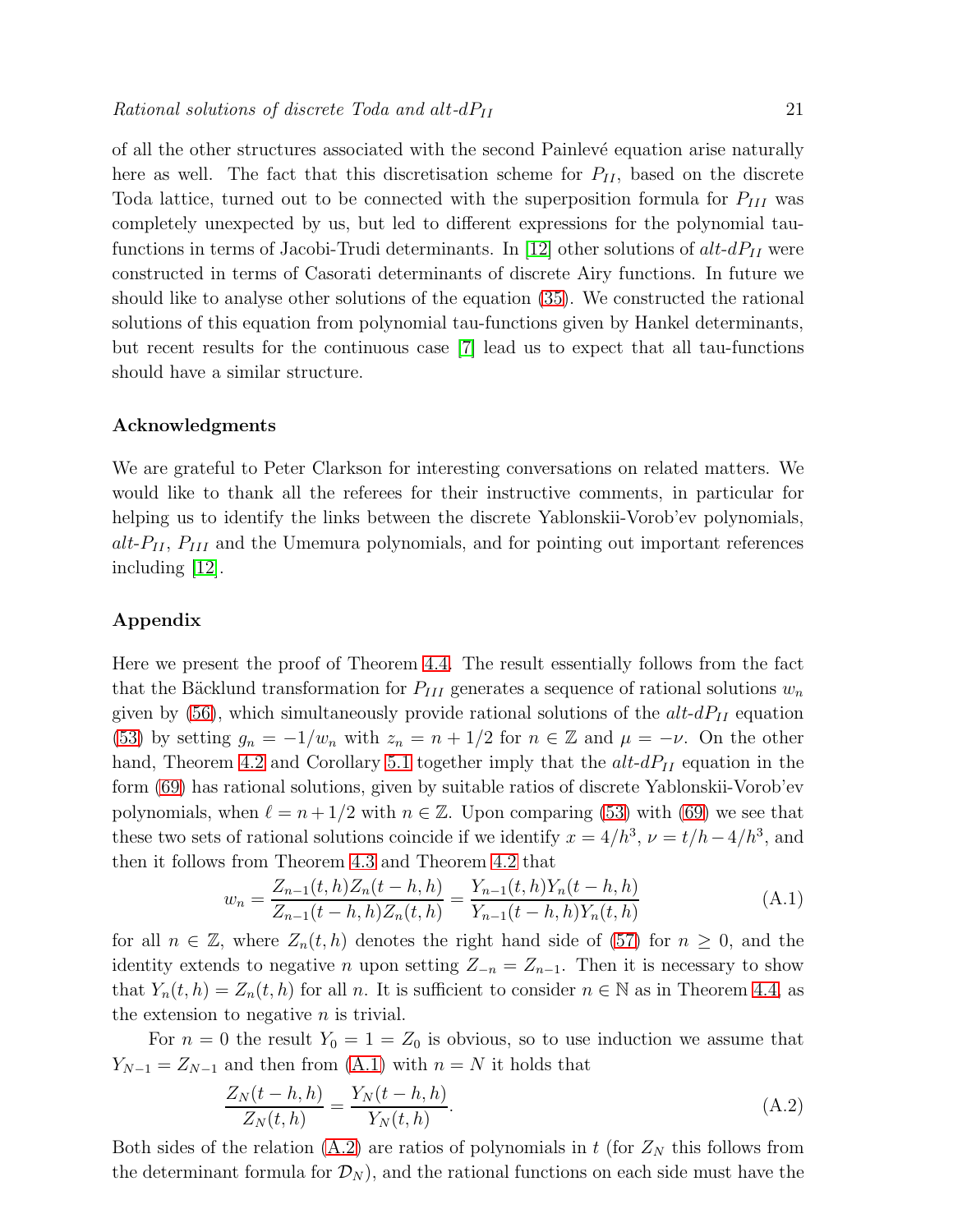of all the other structures associated with the second Painlevé equation arise naturally here as well. The fact that this discretisation scheme for $P_{II}$, based on the discrete Toda lattice, turned out to be connected with the superposition formula for $P_{III}$ was completely unexpected by us, but led to different expressions for the polynomial tau-functions in terms of Jacobi-Trudi determinants. In [12] other solutions of *alt*-$dP_{II}$ were constructed in terms of Casorati determinants of discrete Airy functions. In future we should like to analyse other solutions of the equation (35). We constructed the rational solutions of this equation from polynomial tau-functions given by Hankel determinants, but recent results for the continuous case [7] lead us to expect that all tau-functions should have a similar structure.

### Acknowledgments

We are grateful to Peter Clarkson for interesting conversations on related matters. We would like to thank all the referees for their instructive comments, in particular for helping us to identify the links between the discrete Yablonskii-Vorob'ev polynomials, *alt*-$P_{II}$, $P_{III}$ and the Umemura polynomials, and for pointing out important references including [12].

### Appendix

Here we present the proof of Theorem 4.4. The result essentially follows from the fact that the Bäcklund transformation for $P_{III}$ generates a sequence of rational solutions $w_n$ given by (56), which simultaneously provide rational solutions of the *alt*-$dP_{II}$ equation (53) by setting $g_n = -1/w_n$ with $z_n = n + 1/2$ for $n \in \mathbb{Z}$ and $\mu = -\nu$. On the other hand, Theorem 4.2 and Corollary 5.1 together imply that the *alt*-$dP_{II}$ equation in the form (69) has rational solutions, given by suitable ratios of discrete Yablonskii-Vorob'ev polynomials, when $\ell = n+1/2$ with $n \in \mathbb{Z}$. Upon comparing (53) with (69) we see that these two sets of rational solutions coincide if we identify $x = 4/h^3$, $\nu = t/h - 4/h^3$, and then it follows from Theorem 4.3 and Theorem 4.2 that

$$w_n = \frac{Z_{n-1}(t,h)Z_n(t-h,h)}{Z_{n-1}(t-h,h)Z_n(t,h)} = \frac{Y_{n-1}(t,h)Y_n(t-h,h)}{Y_{n-1}(t-h,h)Y_n(t,h)} \tag{A.1}$$

for all $n \in \mathbb{Z}$, where $Z_n(t,h)$ denotes the right hand side of (57) for $n \geq 0$, and the identity extends to negative $n$ upon setting $Z_{-n} = Z_{n-1}$. Then it is necessary to show that $Y_n(t,h) = Z_n(t,h)$ for all $n$. It is sufficient to consider $n \in \mathbb{N}$ as in Theorem 4.4, as the extension to negative $n$ is trivial.

For $n = 0$ the result $Y_0 = 1 = Z_0$ is obvious, so to use induction we assume that $Y_{N-1} = Z_{N-1}$ and then from (A.1) with $n = N$ it holds that

$$\frac{Z_N(t-h,h)}{Z_N(t,h)} = \frac{Y_N(t-h,h)}{Y_N(t,h)}. \tag{A.2}$$

Both sides of the relation (A.2) are ratios of polynomials in $t$ (for $Z_N$ this follows from the determinant formula for $\mathcal{D}_N$), and the rational functions on each side must have the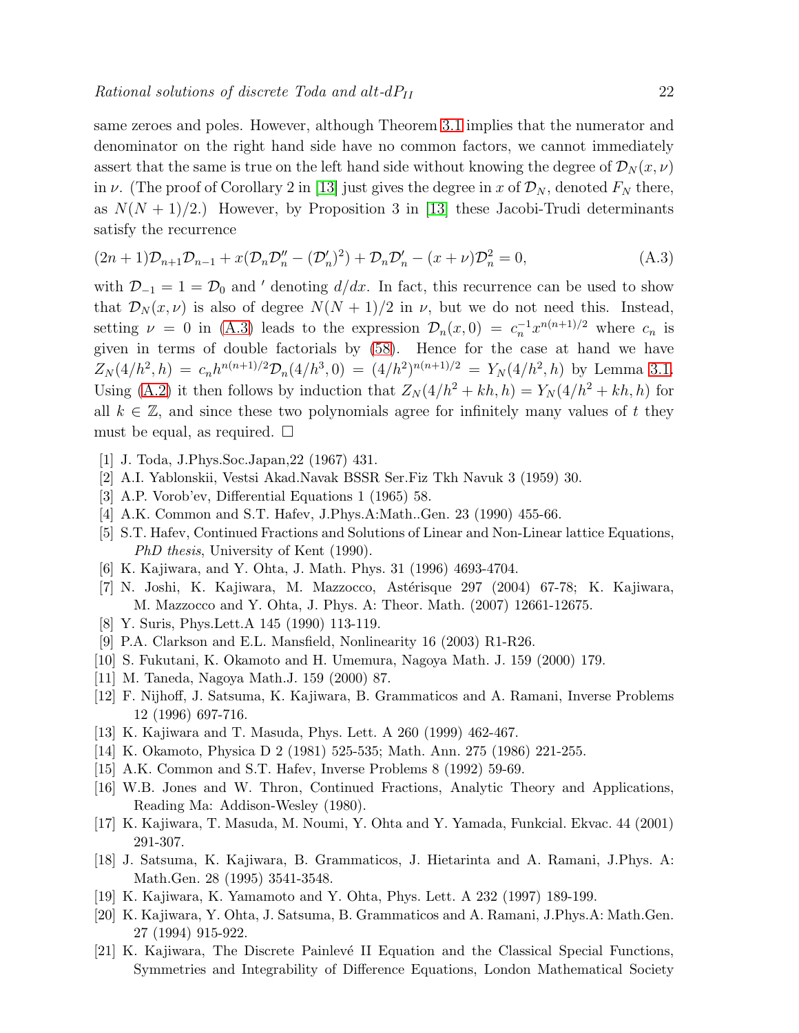same zeroes and poles. However, although Theorem 3.1 implies that the numerator and denominator on the right hand side have no common factors, we cannot immediately assert that the same is true on the left hand side without knowing the degree of $\mathcal{D}_N(x,\nu)$ in $\nu$. (The proof of Corollary 2 in [13] just gives the degree in $x$ of $\mathcal{D}_N$, denoted $F_N$ there, as $N(N+1)/2$.) However, by Proposition 3 in [13] these Jacobi-Trudi determinants satisfy the recurrence

$$(2n+1)\mathcal{D}_{n+1}\mathcal{D}_{n-1} + x(\mathcal{D}_n\mathcal{D}_n'' - (\mathcal{D}_n')^2) + \mathcal{D}_n\mathcal{D}_n' - (x+\nu)\mathcal{D}_n^2 = 0, \tag{A.3}$$

with $\mathcal{D}_{-1} = 1 = \mathcal{D}_0$ and $'$ denoting $d/dx$. In fact, this recurrence can be used to show that $\mathcal{D}_N(x,\nu)$ is also of degree $N(N+1)/2$ in $\nu$, but we do not need this. Instead, setting $\nu = 0$ in (A.3) leads to the expression $\mathcal{D}_n(x,0) = c_n^{-1}x^{n(n+1)/2}$ where $c_n$ is given in terms of double factorials by (58). Hence for the case at hand we have $Z_N(4/h^2,h) = c_n h^{n(n+1)/2}\mathcal{D}_n(4/h^3,0) = (4/h^2)^{n(n+1)/2} = Y_N(4/h^2,h)$ by Lemma 3.1. Using (A.2) it then follows by induction that $Z_N(4/h^2+kh,h) = Y_N(4/h^2+kh,h)$ for all $k \in \mathbb{Z}$, and since these two polynomials agree for infinitely many values of $t$ they must be equal, as required. $\square$

[1] J. Toda, J.Phys.Soc.Japan,22 (1967) 431.

[2] A.I. Yablonskii, Vestsi Akad.Navak BSSR Ser.Fiz Tkh Navuk 3 (1959) 30.

[3] A.P. Vorob'ev, Differential Equations 1 (1965) 58.

[4] A.K. Common and S.T. Hafev, J.Phys.A:Math..Gen. 23 (1990) 455-66.

[5] S.T. Hafev, Continued Fractions and Solutions of Linear and Non-Linear lattice Equations, *PhD thesis*, University of Kent (1990).

[6] K. Kajiwara, and Y. Ohta, J. Math. Phys. 31 (1996) 4693-4704.

[7] N. Joshi, K. Kajiwara, M. Mazzocco, Astérisque 297 (2004) 67-78; K. Kajiwara, M. Mazzocco and Y. Ohta, J. Phys. A: Theor. Math. (2007) 12661-12675.

[8] Y. Suris, Phys.Lett.A 145 (1990) 113-119.

[9] P.A. Clarkson and E.L. Mansfield, Nonlinearity 16 (2003) R1-R26.

[10] S. Fukutani, K. Okamoto and H. Umemura, Nagoya Math. J. 159 (2000) 179.

[11] M. Taneda, Nagoya Math.J. 159 (2000) 87.

[12] F. Nijhoff, J. Satsuma, K. Kajiwara, B. Grammaticos and A. Ramani, Inverse Problems 12 (1996) 697-716.

[13] K. Kajiwara and T. Masuda, Phys. Lett. A 260 (1999) 462-467.

[14] K. Okamoto, Physica D 2 (1981) 525-535; Math. Ann. 275 (1986) 221-255.

[15] A.K. Common and S.T. Hafev, Inverse Problems 8 (1992) 59-69.

[16] W.B. Jones and W. Thron, Continued Fractions, Analytic Theory and Applications, Reading Ma: Addison-Wesley (1980).

[17] K. Kajiwara, T. Masuda, M. Noumi, Y. Ohta and Y. Yamada, Funkcial. Ekvac. 44 (2001) 291-307.

[18] J. Satsuma, K. Kajiwara, B. Grammaticos, J. Hietarinta and A. Ramani, J.Phys. A: Math.Gen. 28 (1995) 3541-3548.

[19] K. Kajiwara, K. Yamamoto and Y. Ohta, Phys. Lett. A 232 (1997) 189-199.

[20] K. Kajiwara, Y. Ohta, J. Satsuma, B. Grammaticos and A. Ramani, J.Phys.A: Math.Gen. 27 (1994) 915-922.

[21] K. Kajiwara, The Discrete Painlevé II Equation and the Classical Special Functions, Symmetries and Integrability of Difference Equations, London Mathematical Society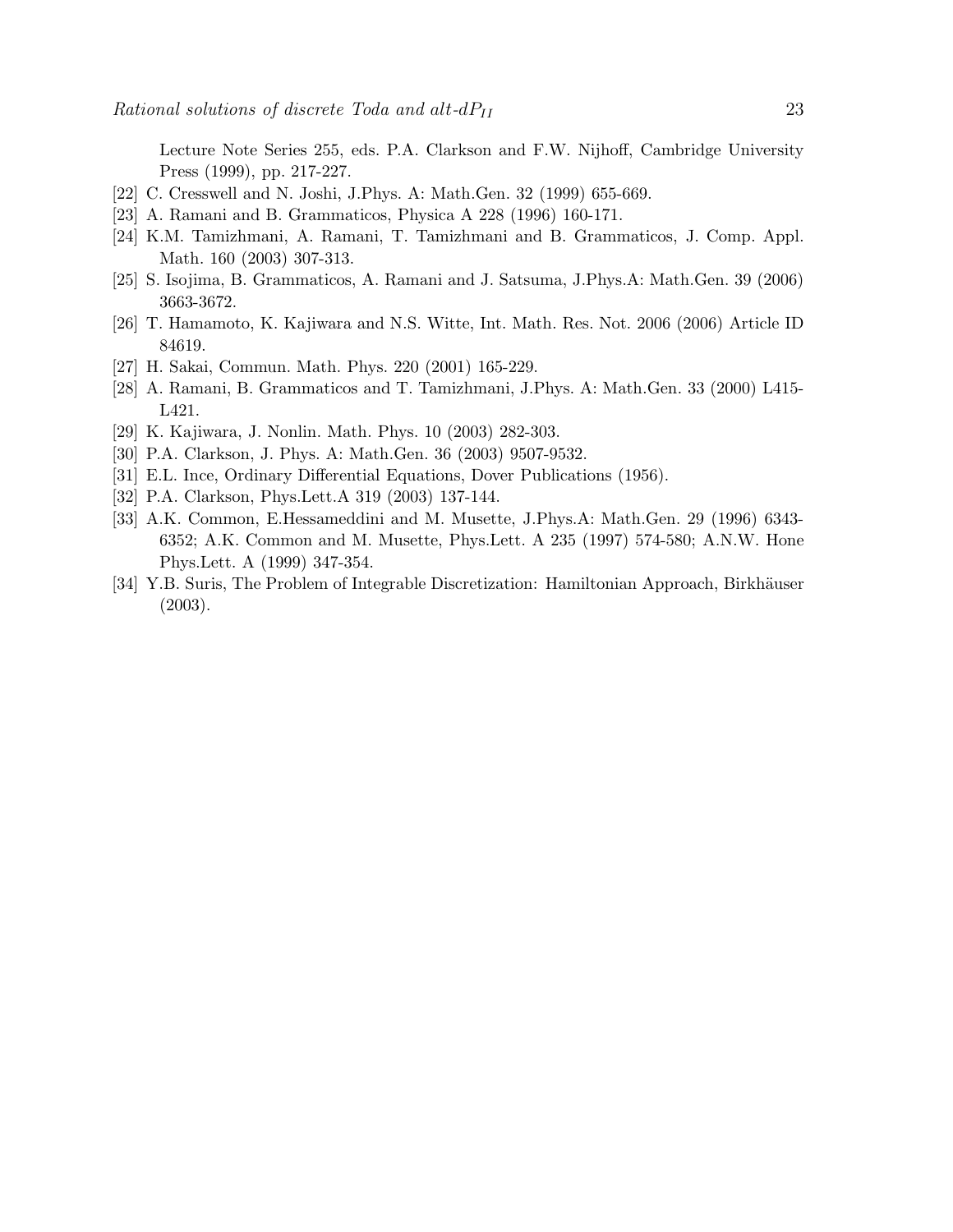Lecture Note Series 255, eds. P.A. Clarkson and F.W. Nijhoff, Cambridge University Press (1999), pp. 217-227.

[22] C. Cresswell and N. Joshi, J.Phys. A: Math.Gen. 32 (1999) 655-669.

[23] A. Ramani and B. Grammaticos, Physica A 228 (1996) 160-171.

[24] K.M. Tamizhmani, A. Ramani, T. Tamizhmani and B. Grammaticos, J. Comp. Appl. Math. 160 (2003) 307-313.

[25] S. Isojima, B. Grammaticos, A. Ramani and J. Satsuma, J.Phys.A: Math.Gen. 39 (2006) 3663-3672.

[26] T. Hamamoto, K. Kajiwara and N.S. Witte, Int. Math. Res. Not. 2006 (2006) Article ID 84619.

[27] H. Sakai, Commun. Math. Phys. 220 (2001) 165-229.

[28] A. Ramani, B. Grammaticos and T. Tamizhmani, J.Phys. A: Math.Gen. 33 (2000) L415-L421.

[29] K. Kajiwara, J. Nonlin. Math. Phys. 10 (2003) 282-303.

[30] P.A. Clarkson, J. Phys. A: Math.Gen. 36 (2003) 9507-9532.

[31] E.L. Ince, Ordinary Differential Equations, Dover Publications (1956).

[32] P.A. Clarkson, Phys.Lett.A 319 (2003) 137-144.

[33] A.K. Common, E.Hessameddini and M. Musette, J.Phys.A: Math.Gen. 29 (1996) 6343-6352; A.K. Common and M. Musette, Phys.Lett. A 235 (1997) 574-580; A.N.W. Hone Phys.Lett. A (1999) 347-354.

[34] Y.B. Suris, The Problem of Integrable Discretization: Hamiltonian Approach, Birkhäuser (2003).